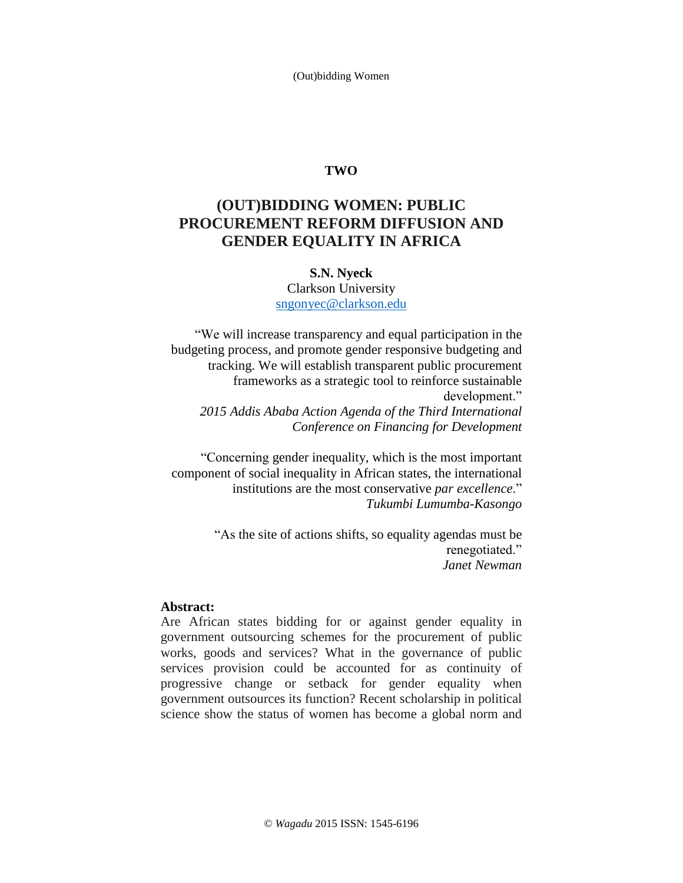**TWO**

# (OUT)BIDDING WOMEN: PUBLIC PROCUREMENT REFORM DIFFUSION AND GENDER EQUALITY IN AFRICA

**S.N. Nyeck**
Clarkson University
sngonyec@clarkson.edu

"We will increase transparency and equal participation in the budgeting process, and promote gender responsive budgeting and tracking. We will establish transparent public procurement frameworks as a strategic tool to reinforce sustainable development."
*2015 Addis Ababa Action Agenda of the Third International Conference on Financing for Development*

"Concerning gender inequality, which is the most important component of social inequality in African states, the international institutions are the most conservative *par excellence*."
*Tukumbi Lumumba-Kasongo*

"As the site of actions shifts, so equality agendas must be renegotiated."
*Janet Newman*

**Abstract:**
Are African states bidding for or against gender equality in government outsourcing schemes for the procurement of public works, goods and services? What in the governance of public services provision could be accounted for as continuity of progressive change or setback for gender equality when government outsources its function? Recent scholarship in political science show the status of women has become a global norm and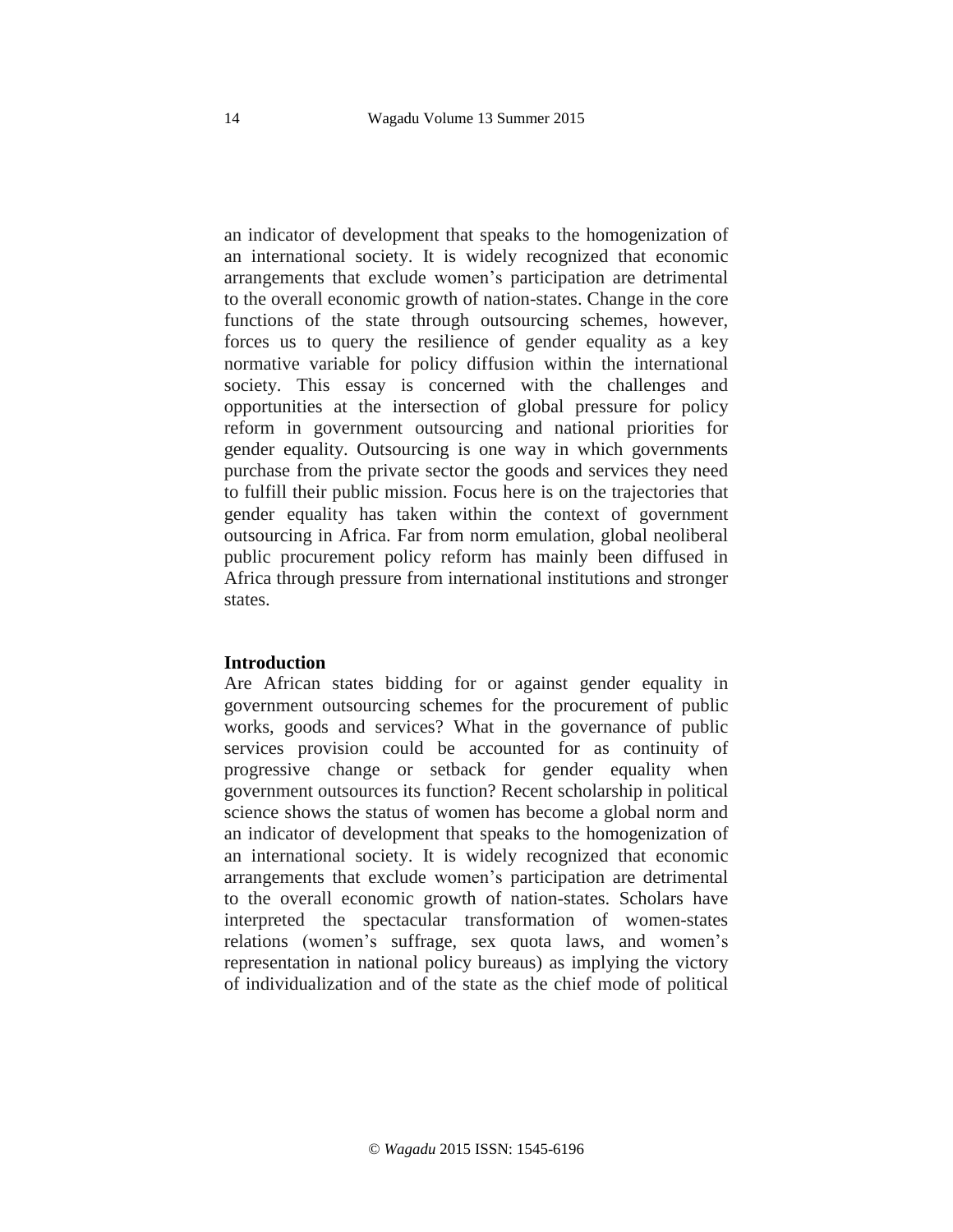an indicator of development that speaks to the homogenization of an international society. It is widely recognized that economic arrangements that exclude women's participation are detrimental to the overall economic growth of nation-states. Change in the core functions of the state through outsourcing schemes, however, forces us to query the resilience of gender equality as a key normative variable for policy diffusion within the international society. This essay is concerned with the challenges and opportunities at the intersection of global pressure for policy reform in government outsourcing and national priorities for gender equality. Outsourcing is one way in which governments purchase from the private sector the goods and services they need to fulfill their public mission. Focus here is on the trajectories that gender equality has taken within the context of government outsourcing in Africa. Far from norm emulation, global neoliberal public procurement policy reform has mainly been diffused in Africa through pressure from international institutions and stronger states.

## Introduction

Are African states bidding for or against gender equality in government outsourcing schemes for the procurement of public works, goods and services? What in the governance of public services provision could be accounted for as continuity of progressive change or setback for gender equality when government outsources its function? Recent scholarship in political science shows the status of women has become a global norm and an indicator of development that speaks to the homogenization of an international society. It is widely recognized that economic arrangements that exclude women's participation are detrimental to the overall economic growth of nation-states. Scholars have interpreted the spectacular transformation of women-states relations (women's suffrage, sex quota laws, and women's representation in national policy bureaus) as implying the victory of individualization and of the state as the chief mode of political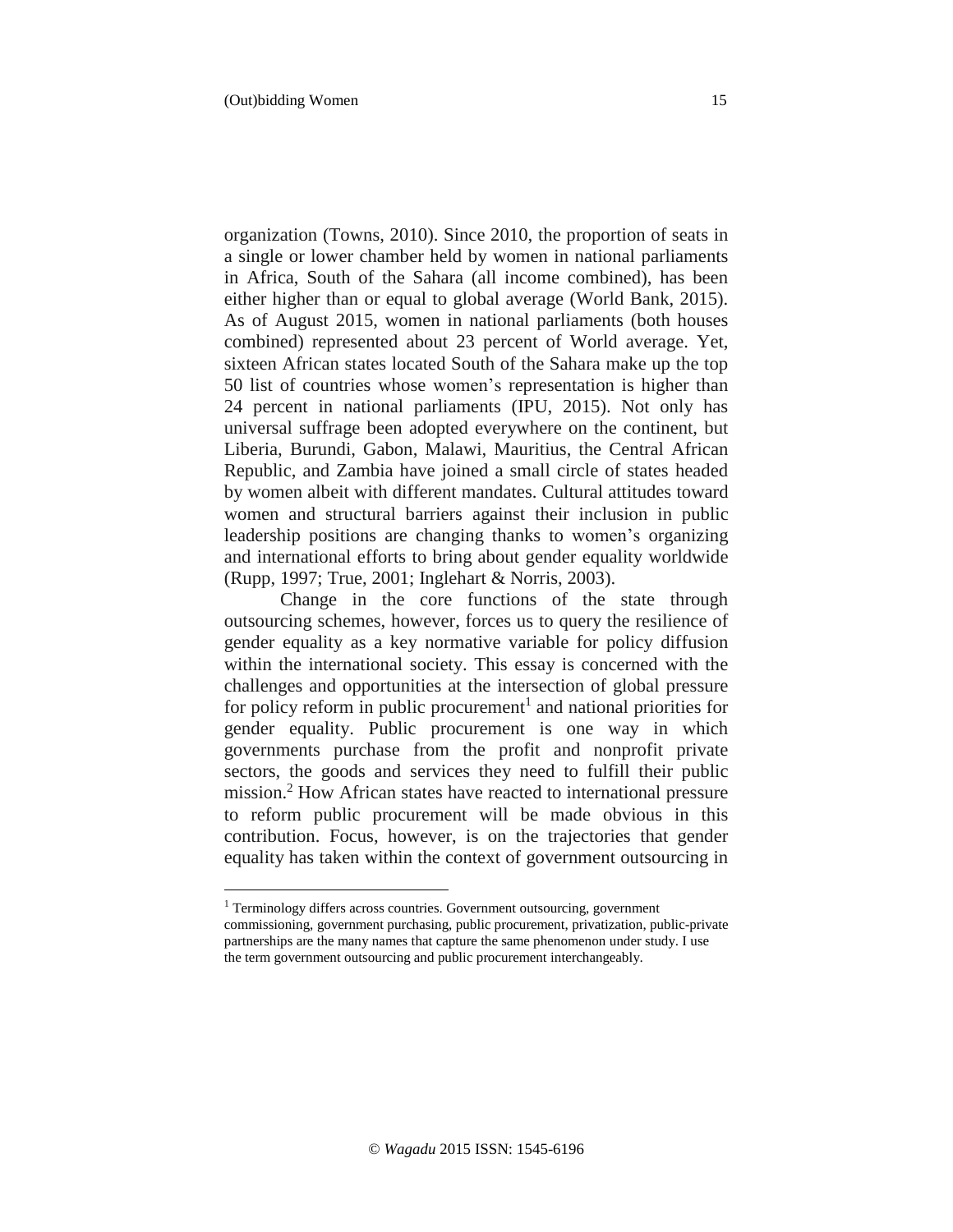organization (Towns, 2010). Since 2010, the proportion of seats in a single or lower chamber held by women in national parliaments in Africa, South of the Sahara (all income combined), has been either higher than or equal to global average (World Bank, 2015). As of August 2015, women in national parliaments (both houses combined) represented about 23 percent of World average. Yet, sixteen African states located South of the Sahara make up the top 50 list of countries whose women's representation is higher than 24 percent in national parliaments (IPU, 2015). Not only has universal suffrage been adopted everywhere on the continent, but Liberia, Burundi, Gabon, Malawi, Mauritius, the Central African Republic, and Zambia have joined a small circle of states headed by women albeit with different mandates. Cultural attitudes toward women and structural barriers against their inclusion in public leadership positions are changing thanks to women's organizing and international efforts to bring about gender equality worldwide (Rupp, 1997; True, 2001; Inglehart & Norris, 2003).

Change in the core functions of the state through outsourcing schemes, however, forces us to query the resilience of gender equality as a key normative variable for policy diffusion within the international society. This essay is concerned with the challenges and opportunities at the intersection of global pressure for policy reform in public procurement[1] and national priorities for gender equality. Public procurement is one way in which governments purchase from the profit and nonprofit private sectors, the goods and services they need to fulfill their public mission.[2] How African states have reacted to international pressure to reform public procurement will be made obvious in this contribution. Focus, however, is on the trajectories that gender equality has taken within the context of government outsourcing in

[1] Terminology differs across countries. Government outsourcing, government commissioning, government purchasing, public procurement, privatization, public-private partnerships are the many names that capture the same phenomenon under study. I use the term government outsourcing and public procurement interchangeably.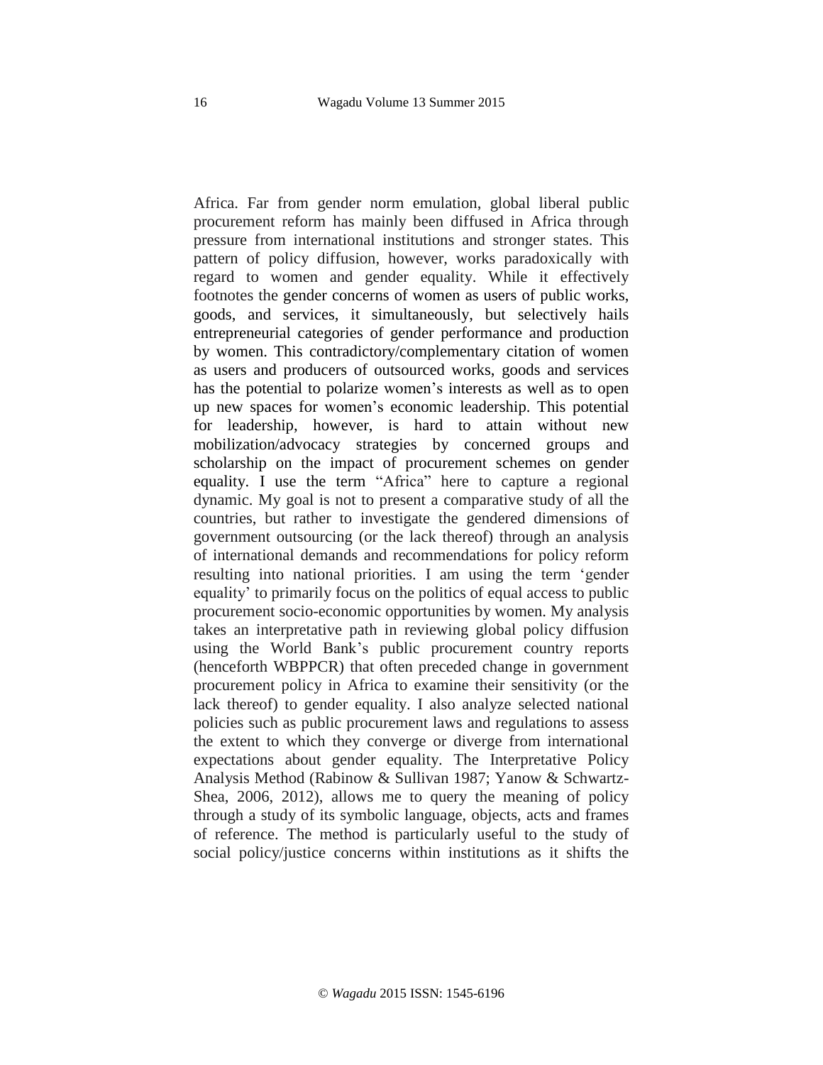Africa. Far from gender norm emulation, global liberal public procurement reform has mainly been diffused in Africa through pressure from international institutions and stronger states. This pattern of policy diffusion, however, works paradoxically with regard to women and gender equality. While it effectively footnotes the gender concerns of women as users of public works, goods, and services, it simultaneously, but selectively hails entrepreneurial categories of gender performance and production by women. This contradictory/complementary citation of women as users and producers of outsourced works, goods and services has the potential to polarize women's interests as well as to open up new spaces for women's economic leadership. This potential for leadership, however, is hard to attain without new mobilization/advocacy strategies by concerned groups and scholarship on the impact of procurement schemes on gender equality. I use the term "Africa" here to capture a regional dynamic. My goal is not to present a comparative study of all the countries, but rather to investigate the gendered dimensions of government outsourcing (or the lack thereof) through an analysis of international demands and recommendations for policy reform resulting into national priorities. I am using the term 'gender equality' to primarily focus on the politics of equal access to public procurement socio-economic opportunities by women. My analysis takes an interpretative path in reviewing global policy diffusion using the World Bank's public procurement country reports (henceforth WBPPCR) that often preceded change in government procurement policy in Africa to examine their sensitivity (or the lack thereof) to gender equality. I also analyze selected national policies such as public procurement laws and regulations to assess the extent to which they converge or diverge from international expectations about gender equality. The Interpretative Policy Analysis Method (Rabinow & Sullivan 1987; Yanow & Schwartz-Shea, 2006, 2012), allows me to query the meaning of policy through a study of its symbolic language, objects, acts and frames of reference. The method is particularly useful to the study of social policy/justice concerns within institutions as it shifts the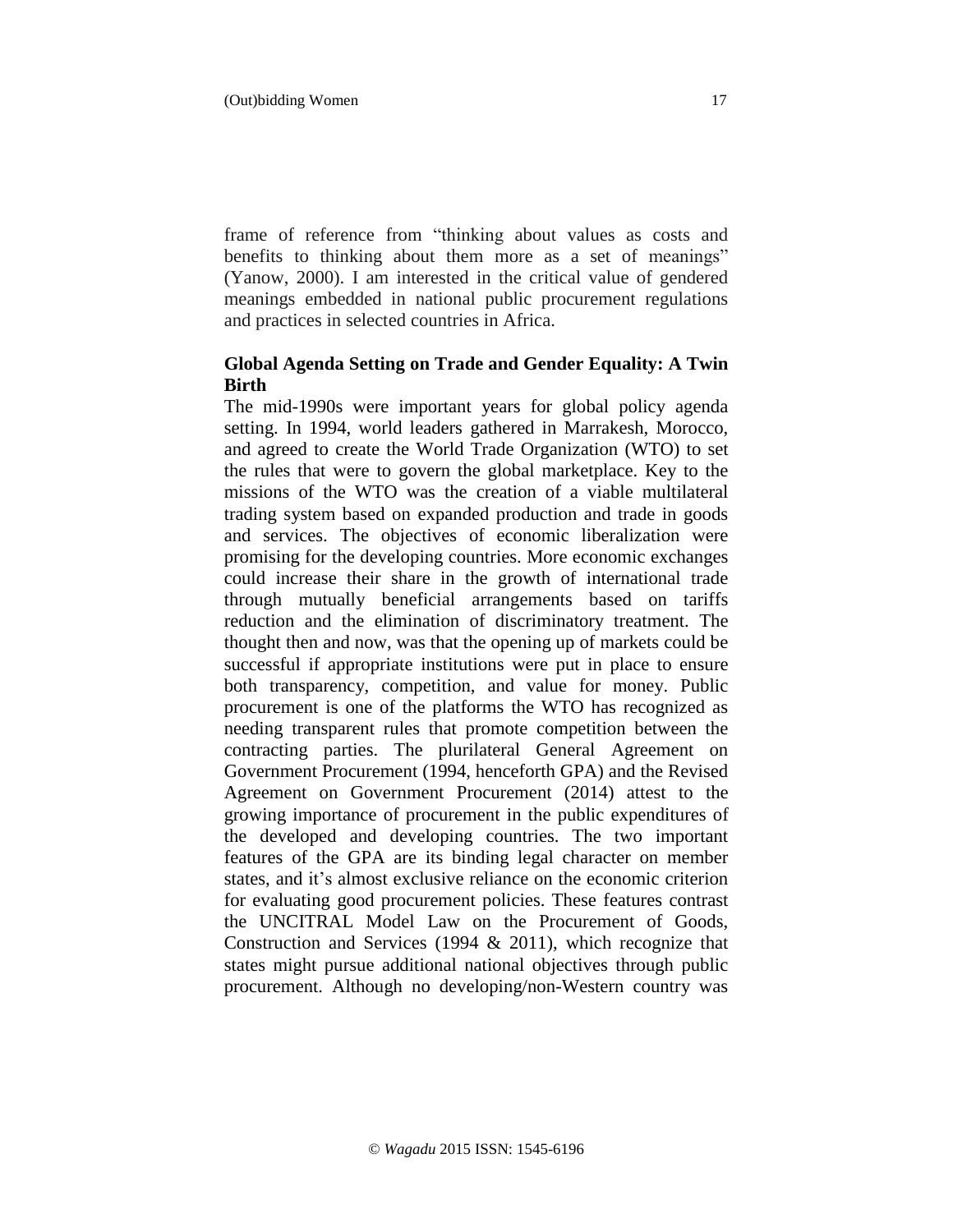frame of reference from "thinking about values as costs and benefits to thinking about them more as a set of meanings" (Yanow, 2000). I am interested in the critical value of gendered meanings embedded in national public procurement regulations and practices in selected countries in Africa.

## Global Agenda Setting on Trade and Gender Equality: A Twin Birth

The mid-1990s were important years for global policy agenda setting. In 1994, world leaders gathered in Marrakesh, Morocco, and agreed to create the World Trade Organization (WTO) to set the rules that were to govern the global marketplace. Key to the missions of the WTO was the creation of a viable multilateral trading system based on expanded production and trade in goods and services. The objectives of economic liberalization were promising for the developing countries. More economic exchanges could increase their share in the growth of international trade through mutually beneficial arrangements based on tariffs reduction and the elimination of discriminatory treatment. The thought then and now, was that the opening up of markets could be successful if appropriate institutions were put in place to ensure both transparency, competition, and value for money. Public procurement is one of the platforms the WTO has recognized as needing transparent rules that promote competition between the contracting parties. The plurilateral General Agreement on Government Procurement (1994, henceforth GPA) and the Revised Agreement on Government Procurement (2014) attest to the growing importance of procurement in the public expenditures of the developed and developing countries. The two important features of the GPA are its binding legal character on member states, and it's almost exclusive reliance on the economic criterion for evaluating good procurement policies. These features contrast the UNCITRAL Model Law on the Procurement of Goods, Construction and Services (1994 & 2011), which recognize that states might pursue additional national objectives through public procurement. Although no developing/non-Western country was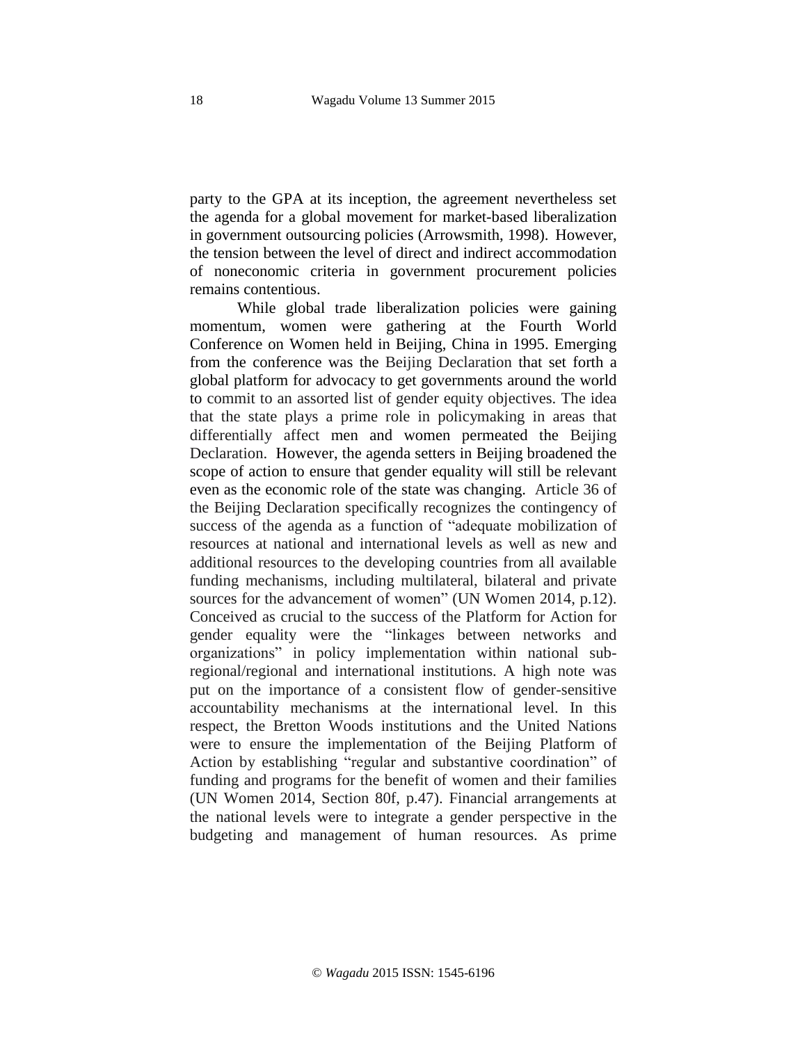party to the GPA at its inception, the agreement nevertheless set the agenda for a global movement for market-based liberalization in government outsourcing policies (Arrowsmith, 1998). However, the tension between the level of direct and indirect accommodation of noneconomic criteria in government procurement policies remains contentious.

While global trade liberalization policies were gaining momentum, women were gathering at the Fourth World Conference on Women held in Beijing, China in 1995. Emerging from the conference was the Beijing Declaration that set forth a global platform for advocacy to get governments around the world to commit to an assorted list of gender equity objectives. The idea that the state plays a prime role in policymaking in areas that differentially affect men and women permeated the Beijing Declaration. However, the agenda setters in Beijing broadened the scope of action to ensure that gender equality will still be relevant even as the economic role of the state was changing. Article 36 of the Beijing Declaration specifically recognizes the contingency of success of the agenda as a function of "adequate mobilization of resources at national and international levels as well as new and additional resources to the developing countries from all available funding mechanisms, including multilateral, bilateral and private sources for the advancement of women" (UN Women 2014, p.12). Conceived as crucial to the success of the Platform for Action for gender equality were the "linkages between networks and organizations" in policy implementation within national sub-regional/regional and international institutions. A high note was put on the importance of a consistent flow of gender-sensitive accountability mechanisms at the international level. In this respect, the Bretton Woods institutions and the United Nations were to ensure the implementation of the Beijing Platform of Action by establishing "regular and substantive coordination" of funding and programs for the benefit of women and their families (UN Women 2014, Section 80f, p.47). Financial arrangements at the national levels were to integrate a gender perspective in the budgeting and management of human resources. As prime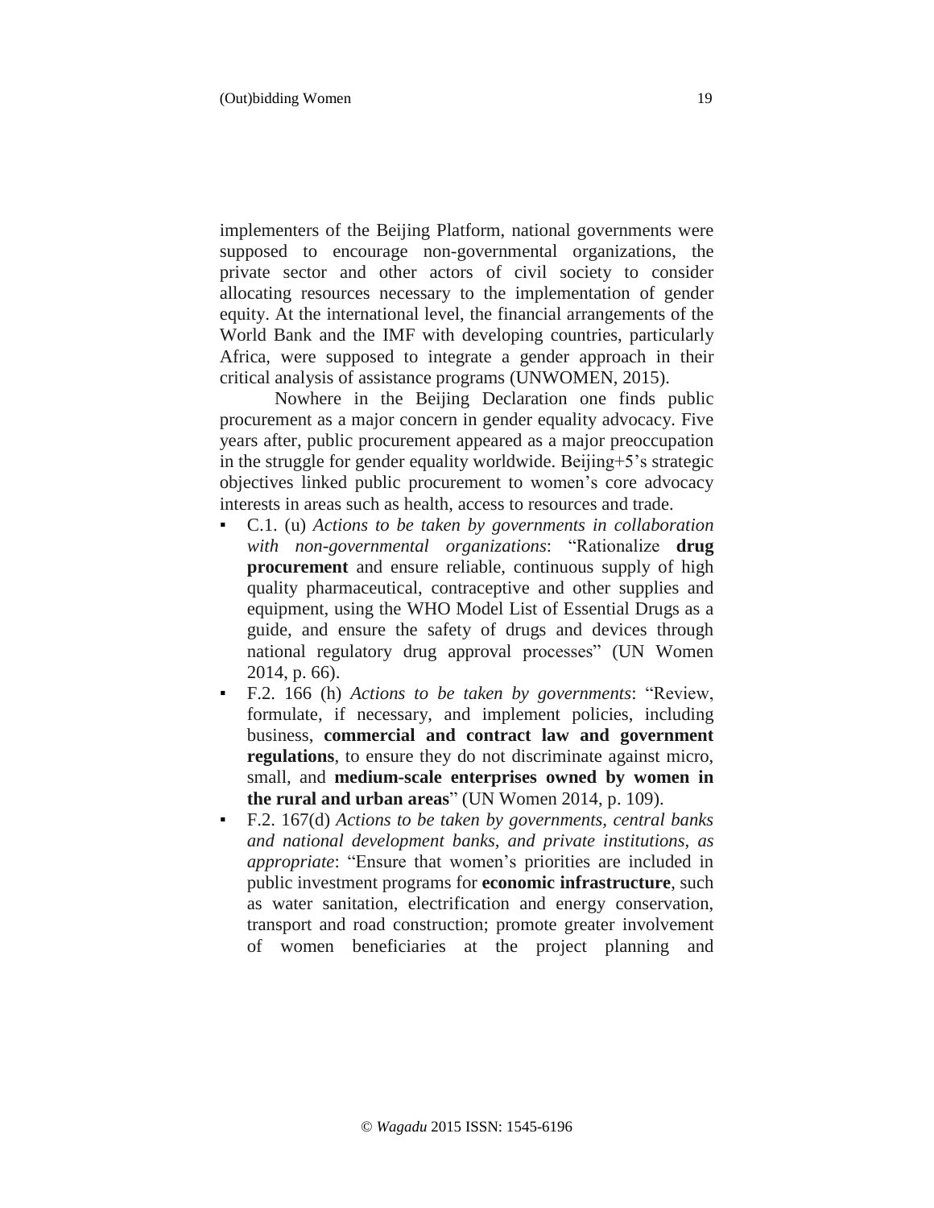implementers of the Beijing Platform, national governments were supposed to encourage non-governmental organizations, the private sector and other actors of civil society to consider allocating resources necessary to the implementation of gender equity. At the international level, the financial arrangements of the World Bank and the IMF with developing countries, particularly Africa, were supposed to integrate a gender approach in their critical analysis of assistance programs (UNWOMEN, 2015).

Nowhere in the Beijing Declaration one finds public procurement as a major concern in gender equality advocacy. Five years after, public procurement appeared as a major preoccupation in the struggle for gender equality worldwide. Beijing+5's strategic objectives linked public procurement to women's core advocacy interests in areas such as health, access to resources and trade.

- C.1. (u) *Actions to be taken by governments in collaboration with non-governmental organizations*: "Rationalize **drug procurement** and ensure reliable, continuous supply of high quality pharmaceutical, contraceptive and other supplies and equipment, using the WHO Model List of Essential Drugs as a guide, and ensure the safety of drugs and devices through national regulatory drug approval processes" (UN Women 2014, p. 66).
- F.2. 166 (h) *Actions to be taken by governments*: "Review, formulate, if necessary, and implement policies, including business, **commercial and contract law and government regulations**, to ensure they do not discriminate against micro, small, and **medium-scale enterprises owned by women in the rural and urban areas**" (UN Women 2014, p. 109).
- F.2. 167(d) *Actions to be taken by governments, central banks and national development banks, and private institutions, as appropriate*: "Ensure that women's priorities are included in public investment programs for **economic infrastructure**, such as water sanitation, electrification and energy conservation, transport and road construction; promote greater involvement of women beneficiaries at the project planning and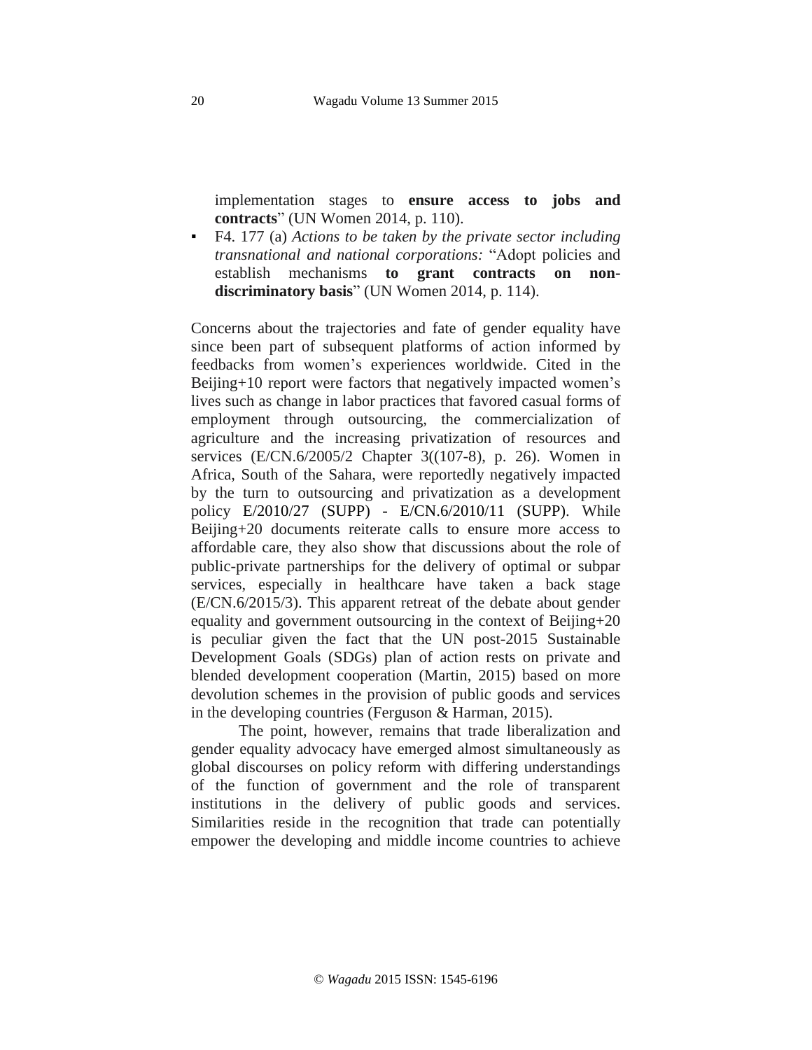implementation stages to **ensure access to jobs and contracts**" (UN Women 2014, p. 110).

- F4. 177 (a) *Actions to be taken by the private sector including transnational and national corporations:* "Adopt policies and establish mechanisms **to grant contracts on non-discriminatory basis**" (UN Women 2014, p. 114).

Concerns about the trajectories and fate of gender equality have since been part of subsequent platforms of action informed by feedbacks from women's experiences worldwide. Cited in the Beijing+10 report were factors that negatively impacted women's lives such as change in labor practices that favored casual forms of employment through outsourcing, the commercialization of agriculture and the increasing privatization of resources and services (E/CN.6/2005/2 Chapter 3((107-8), p. 26). Women in Africa, South of the Sahara, were reportedly negatively impacted by the turn to outsourcing and privatization as a development policy E/2010/27 (SUPP) - E/CN.6/2010/11 (SUPP). While Beijing+20 documents reiterate calls to ensure more access to affordable care, they also show that discussions about the role of public-private partnerships for the delivery of optimal or subpar services, especially in healthcare have taken a back stage (E/CN.6/2015/3). This apparent retreat of the debate about gender equality and government outsourcing in the context of Beijing+20 is peculiar given the fact that the UN post-2015 Sustainable Development Goals (SDGs) plan of action rests on private and blended development cooperation (Martin, 2015) based on more devolution schemes in the provision of public goods and services in the developing countries (Ferguson & Harman, 2015).

The point, however, remains that trade liberalization and gender equality advocacy have emerged almost simultaneously as global discourses on policy reform with differing understandings of the function of government and the role of transparent institutions in the delivery of public goods and services. Similarities reside in the recognition that trade can potentially empower the developing and middle income countries to achieve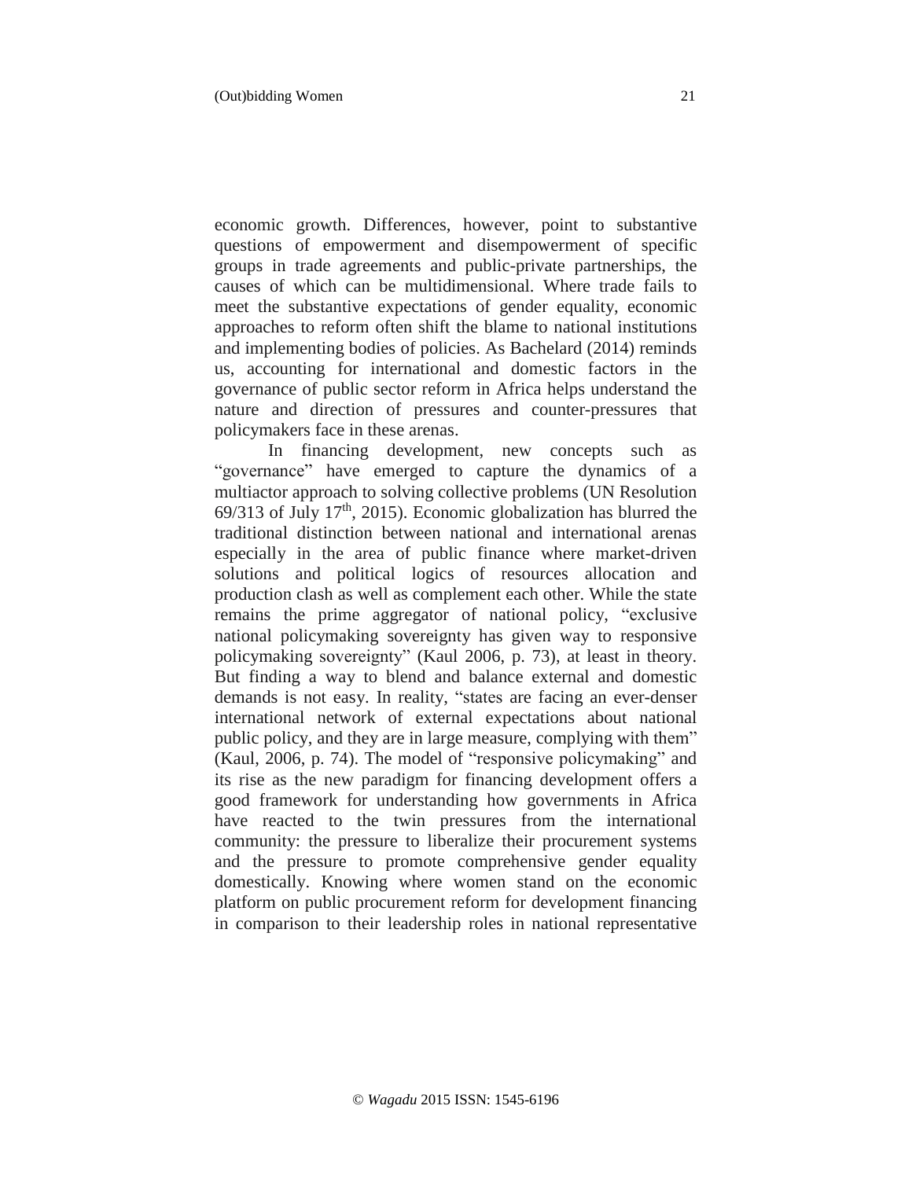economic growth. Differences, however, point to substantive questions of empowerment and disempowerment of specific groups in trade agreements and public-private partnerships, the causes of which can be multidimensional. Where trade fails to meet the substantive expectations of gender equality, economic approaches to reform often shift the blame to national institutions and implementing bodies of policies. As Bachelard (2014) reminds us, accounting for international and domestic factors in the governance of public sector reform in Africa helps understand the nature and direction of pressures and counter-pressures that policymakers face in these arenas.

In financing development, new concepts such as "governance" have emerged to capture the dynamics of a multiactor approach to solving collective problems (UN Resolution 69/313 of July 17th, 2015). Economic globalization has blurred the traditional distinction between national and international arenas especially in the area of public finance where market-driven solutions and political logics of resources allocation and production clash as well as complement each other. While the state remains the prime aggregator of national policy, "exclusive national policymaking sovereignty has given way to responsive policymaking sovereignty" (Kaul 2006, p. 73), at least in theory. But finding a way to blend and balance external and domestic demands is not easy. In reality, "states are facing an ever-denser international network of external expectations about national public policy, and they are in large measure, complying with them" (Kaul, 2006, p. 74). The model of "responsive policymaking" and its rise as the new paradigm for financing development offers a good framework for understanding how governments in Africa have reacted to the twin pressures from the international community: the pressure to liberalize their procurement systems and the pressure to promote comprehensive gender equality domestically. Knowing where women stand on the economic platform on public procurement reform for development financing in comparison to their leadership roles in national representative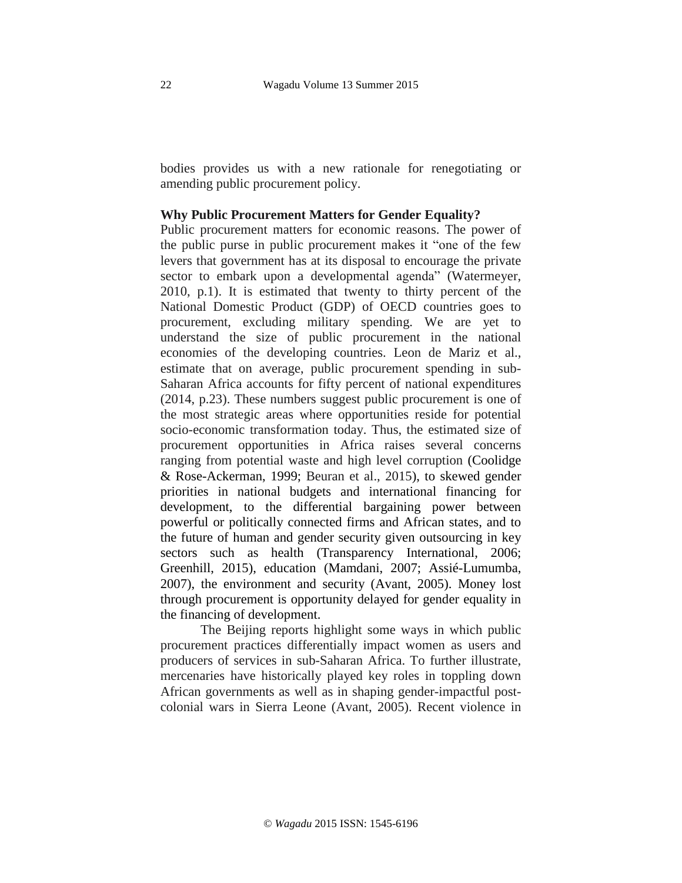bodies provides us with a new rationale for renegotiating or amending public procurement policy.

**Why Public Procurement Matters for Gender Equality?**

Public procurement matters for economic reasons. The power of the public purse in public procurement makes it "one of the few levers that government has at its disposal to encourage the private sector to embark upon a developmental agenda" (Watermeyer, 2010, p.1). It is estimated that twenty to thirty percent of the National Domestic Product (GDP) of OECD countries goes to procurement, excluding military spending. We are yet to understand the size of public procurement in the national economies of the developing countries. Leon de Mariz et al., estimate that on average, public procurement spending in sub-Saharan Africa accounts for fifty percent of national expenditures (2014, p.23). These numbers suggest public procurement is one of the most strategic areas where opportunities reside for potential socio-economic transformation today. Thus, the estimated size of procurement opportunities in Africa raises several concerns ranging from potential waste and high level corruption (Coolidge & Rose-Ackerman, 1999; Beuran et al., 2015), to skewed gender priorities in national budgets and international financing for development, to the differential bargaining power between powerful or politically connected firms and African states, and to the future of human and gender security given outsourcing in key sectors such as health (Transparency International, 2006; Greenhill, 2015), education (Mamdani, 2007; Assié-Lumumba, 2007), the environment and security (Avant, 2005). Money lost through procurement is opportunity delayed for gender equality in the financing of development.

The Beijing reports highlight some ways in which public procurement practices differentially impact women as users and producers of services in sub-Saharan Africa. To further illustrate, mercenaries have historically played key roles in toppling down African governments as well as in shaping gender-impactful post-colonial wars in Sierra Leone (Avant, 2005). Recent violence in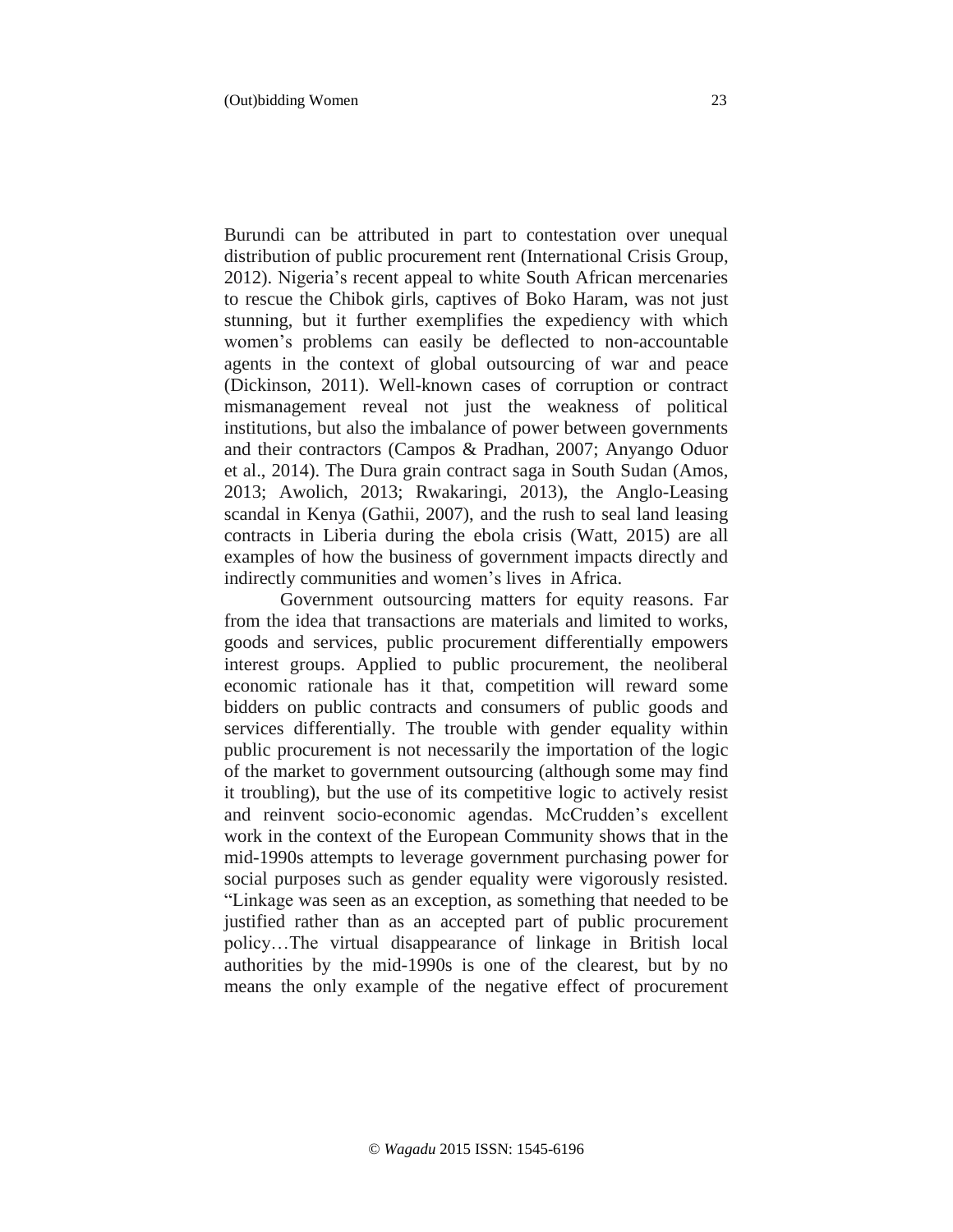Burundi can be attributed in part to contestation over unequal distribution of public procurement rent (International Crisis Group, 2012). Nigeria's recent appeal to white South African mercenaries to rescue the Chibok girls, captives of Boko Haram, was not just stunning, but it further exemplifies the expediency with which women's problems can easily be deflected to non-accountable agents in the context of global outsourcing of war and peace (Dickinson, 2011). Well-known cases of corruption or contract mismanagement reveal not just the weakness of political institutions, but also the imbalance of power between governments and their contractors (Campos & Pradhan, 2007; Anyango Oduor et al., 2014). The Dura grain contract saga in South Sudan (Amos, 2013; Awolich, 2013; Rwakaringi, 2013), the Anglo-Leasing scandal in Kenya (Gathii, 2007), and the rush to seal land leasing contracts in Liberia during the ebola crisis (Watt, 2015) are all examples of how the business of government impacts directly and indirectly communities and women's lives in Africa.

Government outsourcing matters for equity reasons. Far from the idea that transactions are materials and limited to works, goods and services, public procurement differentially empowers interest groups. Applied to public procurement, the neoliberal economic rationale has it that, competition will reward some bidders on public contracts and consumers of public goods and services differentially. The trouble with gender equality within public procurement is not necessarily the importation of the logic of the market to government outsourcing (although some may find it troubling), but the use of its competitive logic to actively resist and reinvent socio-economic agendas. McCrudden's excellent work in the context of the European Community shows that in the mid-1990s attempts to leverage government purchasing power for social purposes such as gender equality were vigorously resisted. "Linkage was seen as an exception, as something that needed to be justified rather than as an accepted part of public procurement policy…The virtual disappearance of linkage in British local authorities by the mid-1990s is one of the clearest, but by no means the only example of the negative effect of procurement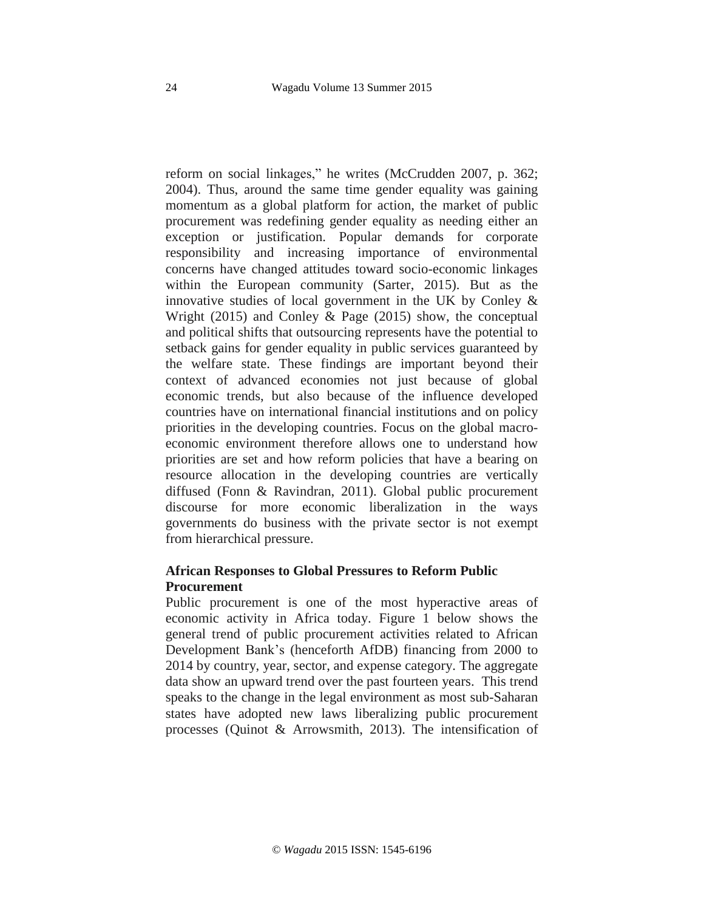reform on social linkages," he writes (McCrudden 2007, p. 362; 2004). Thus, around the same time gender equality was gaining momentum as a global platform for action, the market of public procurement was redefining gender equality as needing either an exception or justification. Popular demands for corporate responsibility and increasing importance of environmental concerns have changed attitudes toward socio-economic linkages within the European community (Sarter, 2015). But as the innovative studies of local government in the UK by Conley & Wright (2015) and Conley & Page (2015) show, the conceptual and political shifts that outsourcing represents have the potential to setback gains for gender equality in public services guaranteed by the welfare state. These findings are important beyond their context of advanced economies not just because of global economic trends, but also because of the influence developed countries have on international financial institutions and on policy priorities in the developing countries. Focus on the global macro-economic environment therefore allows one to understand how priorities are set and how reform policies that have a bearing on resource allocation in the developing countries are vertically diffused (Fonn & Ravindran, 2011). Global public procurement discourse for more economic liberalization in the ways governments do business with the private sector is not exempt from hierarchical pressure.

## African Responses to Global Pressures to Reform Public Procurement

Public procurement is one of the most hyperactive areas of economic activity in Africa today. Figure 1 below shows the general trend of public procurement activities related to African Development Bank's (henceforth AfDB) financing from 2000 to 2014 by country, year, sector, and expense category. The aggregate data show an upward trend over the past fourteen years. This trend speaks to the change in the legal environment as most sub-Saharan states have adopted new laws liberalizing public procurement processes (Quinot & Arrowsmith, 2013). The intensification of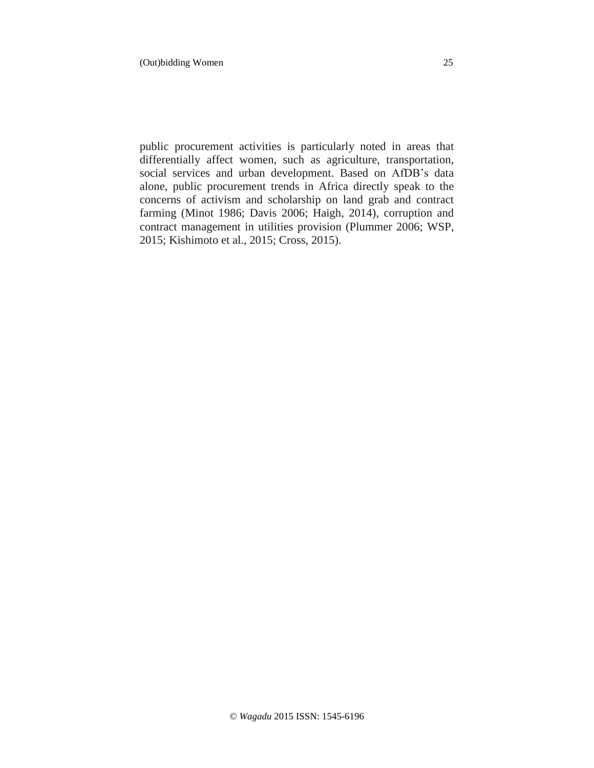public procurement activities is particularly noted in areas that differentially affect women, such as agriculture, transportation, social services and urban development. Based on AfDB's data alone, public procurement trends in Africa directly speak to the concerns of activism and scholarship on land grab and contract farming (Minot 1986; Davis 2006; Haigh, 2014), corruption and contract management in utilities provision (Plummer 2006; WSP, 2015; Kishimoto et al., 2015; Cross, 2015).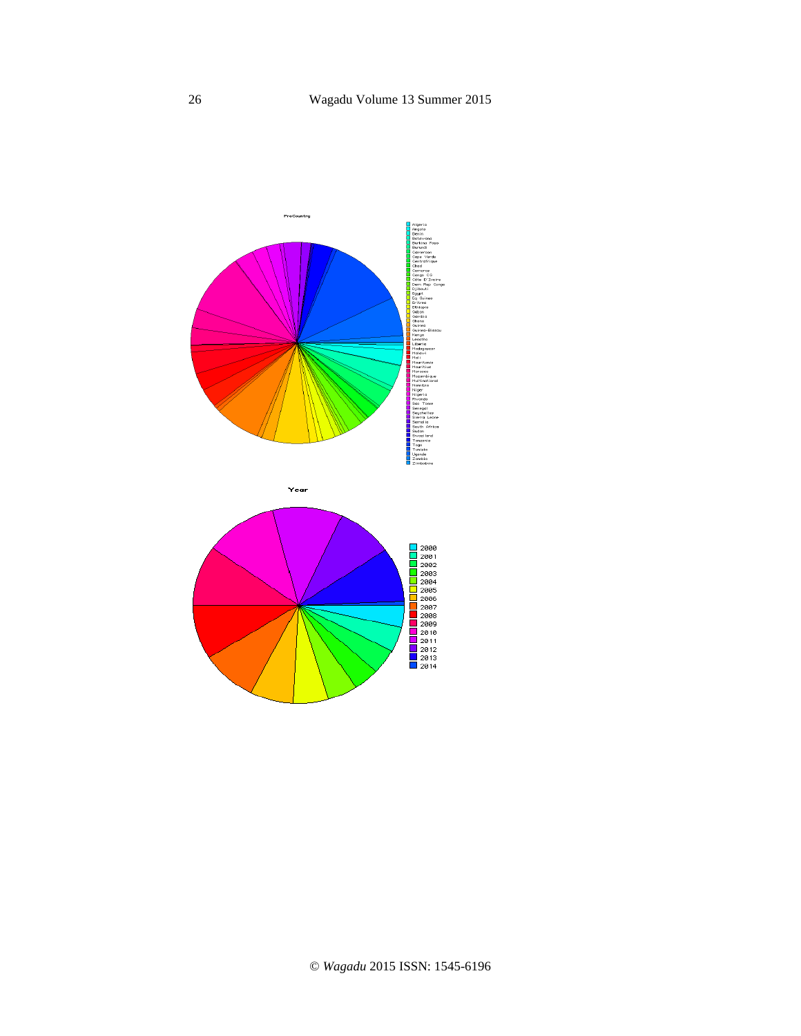ProCountry

- Algeria
- Angola
- Benin
- Botswana
- Burkina Faso
- Burundi
- Cameroon
- Cape Verde
- Centrafrique
- Chad
- Comoros
- Congo CG
- Côte D'Ivoire
- Dem Rep Congo
- Djibouti
- Egypt
- Eq Guinea
- Eritrea
- Ethiopia
- Gabon
- Gambia
- Ghana
- Guinea
- Guinea-Bissau
- Kenya
- Lesotho
- Liberia
- Madagascar
- Malawi
- Mali
- Mauritania
- Mauritius
- Morocco
- Mozambique
- Multinational
- Namibia
- Niger
- Nigeria
- Rwanda
- Sao Tome
- Senegal
- Seychelles
- Sierra Leone
- Somalia
- South Africa
- Sudan
- Swaziland
- Tanzania
- Togo
- Tunisia
- Uganda
- Zambia
- Zimbabwe

Year

- 2000
- 2001
- 2002
- 2003
- 2004
- 2005
- 2006
- 2007
- 2008
- 2009
- 2010
- 2011
- 2012
- 2013
- 2014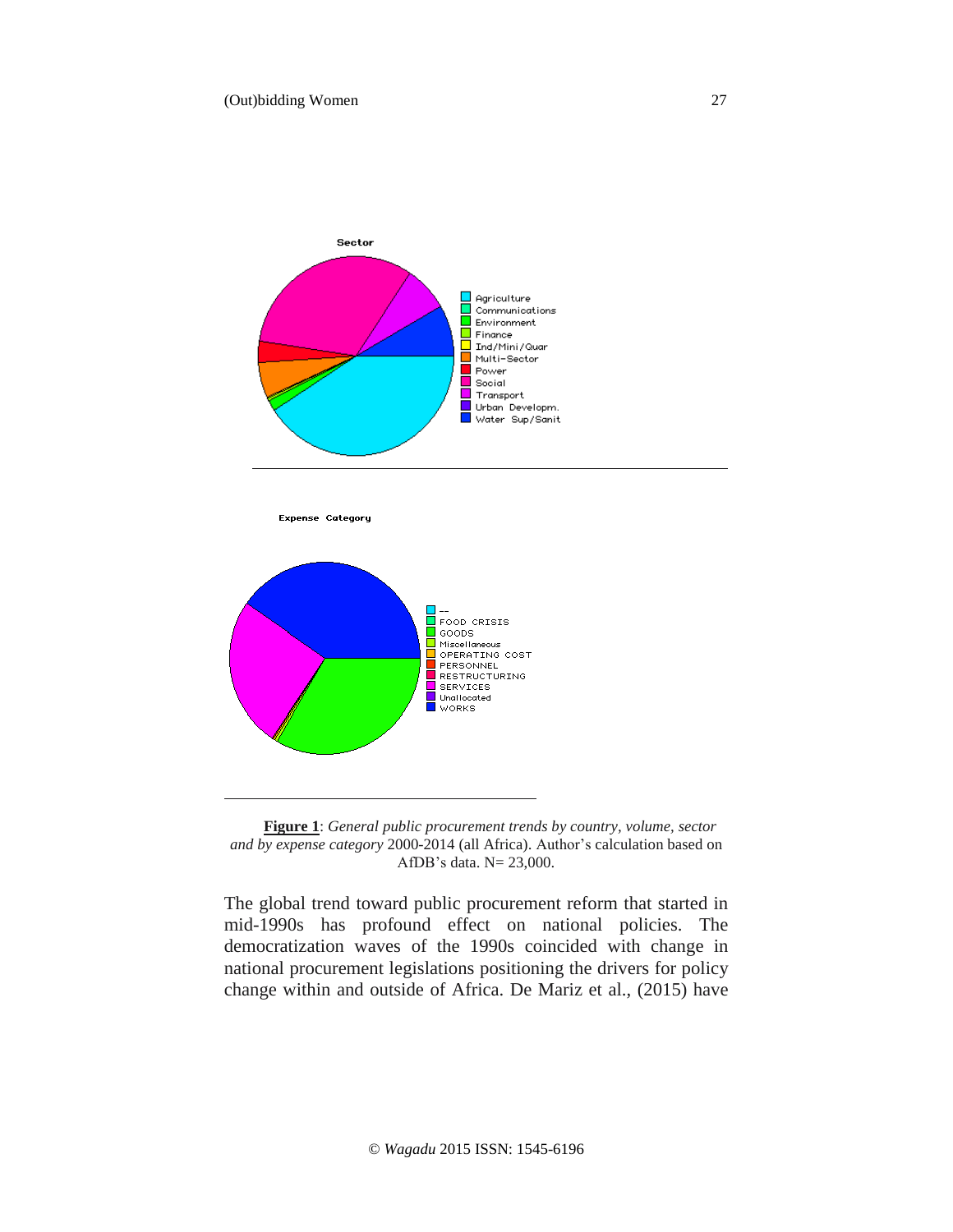**Figure 1**: *General public procurement trends by country, volume, sector and by expense category* 2000-2014 (all Africa). Author's calculation based on AfDB's data. N= 23,000.

The global trend toward public procurement reform that started in mid-1990s has profound effect on national policies. The democratization waves of the 1990s coincided with change in national procurement legislations positioning the drivers for policy change within and outside of Africa. De Mariz et al., (2015) have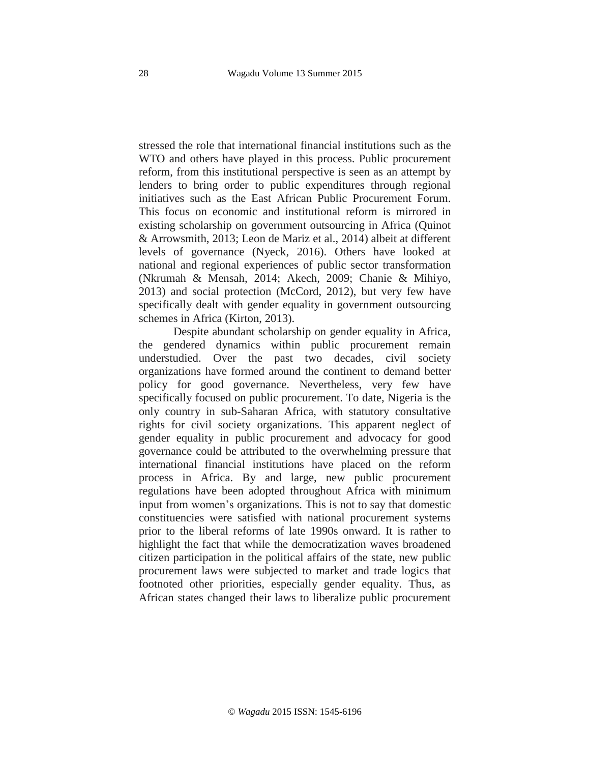stressed the role that international financial institutions such as the WTO and others have played in this process. Public procurement reform, from this institutional perspective is seen as an attempt by lenders to bring order to public expenditures through regional initiatives such as the East African Public Procurement Forum. This focus on economic and institutional reform is mirrored in existing scholarship on government outsourcing in Africa (Quinot & Arrowsmith, 2013; Leon de Mariz et al., 2014) albeit at different levels of governance (Nyeck, 2016). Others have looked at national and regional experiences of public sector transformation (Nkrumah & Mensah, 2014; Akech, 2009; Chanie & Mihiyo, 2013) and social protection (McCord, 2012), but very few have specifically dealt with gender equality in government outsourcing schemes in Africa (Kirton, 2013).

Despite abundant scholarship on gender equality in Africa, the gendered dynamics within public procurement remain understudied. Over the past two decades, civil society organizations have formed around the continent to demand better policy for good governance. Nevertheless, very few have specifically focused on public procurement. To date, Nigeria is the only country in sub-Saharan Africa, with statutory consultative rights for civil society organizations. This apparent neglect of gender equality in public procurement and advocacy for good governance could be attributed to the overwhelming pressure that international financial institutions have placed on the reform process in Africa. By and large, new public procurement regulations have been adopted throughout Africa with minimum input from women's organizations. This is not to say that domestic constituencies were satisfied with national procurement systems prior to the liberal reforms of late 1990s onward. It is rather to highlight the fact that while the democratization waves broadened citizen participation in the political affairs of the state, new public procurement laws were subjected to market and trade logics that footnoted other priorities, especially gender equality. Thus, as African states changed their laws to liberalize public procurement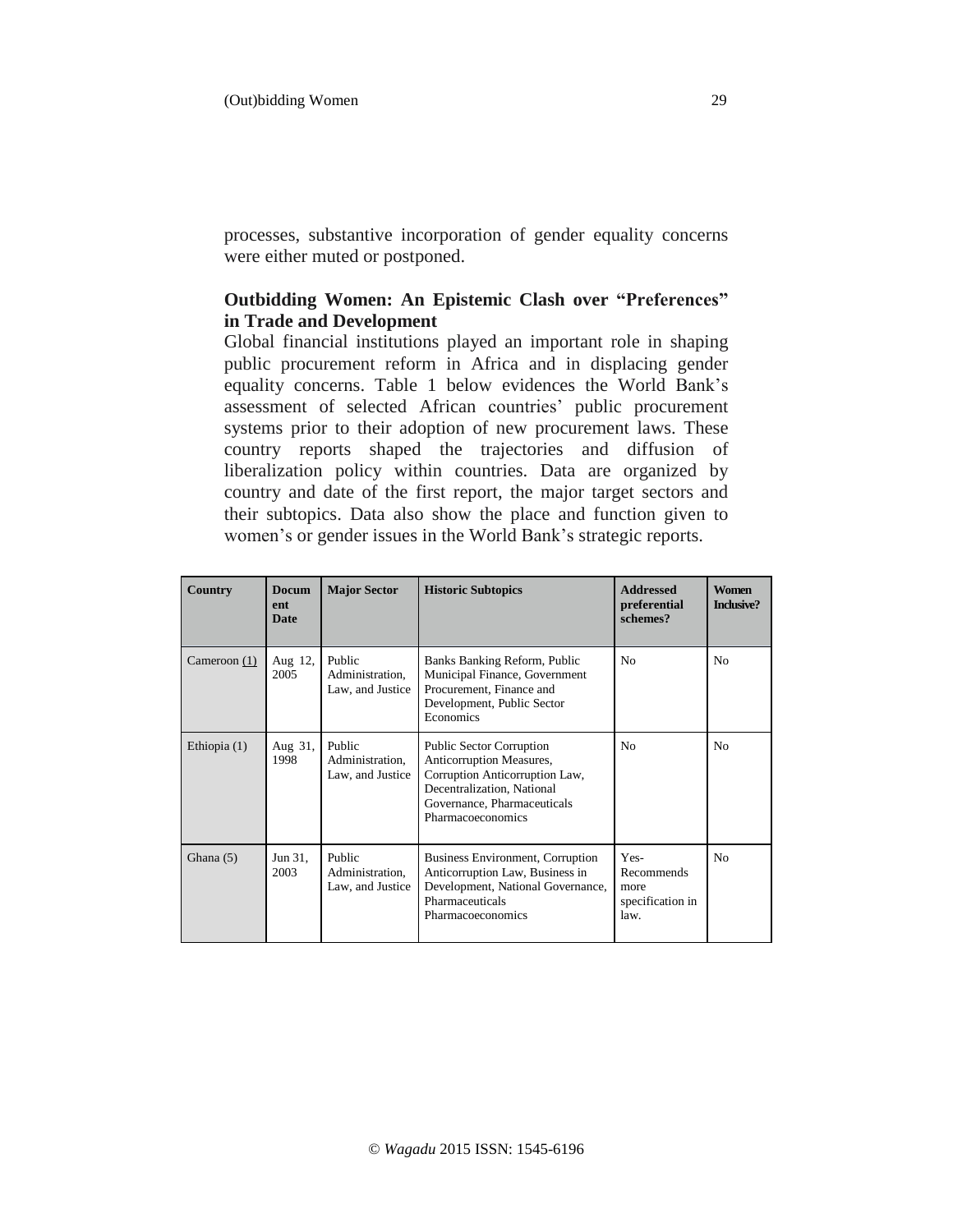processes, substantive incorporation of gender equality concerns were either muted or postponed.

## Outbidding Women: An Epistemic Clash over "Preferences" in Trade and Development

Global financial institutions played an important role in shaping public procurement reform in Africa and in displacing gender equality concerns. Table 1 below evidences the World Bank's assessment of selected African countries' public procurement systems prior to their adoption of new procurement laws. These country reports shaped the trajectories and diffusion of liberalization policy within countries. Data are organized by country and date of the first report, the major target sectors and their subtopics. Data also show the place and function given to women's or gender issues in the World Bank's strategic reports.

| Country | Document Date | Major Sector | Historic Subtopics | Addressed preferential schemes? | Women Inclusive? |
|---|---|---|---|---|---|
| Cameroon (1) | Aug 12, 2005 | Public Administration, Law, and Justice | Banks Banking Reform, Public Municipal Finance, Government Procurement, Finance and Development, Public Sector Economics | No | No |
| Ethiopia (1) | Aug 31, 1998 | Public Administration, Law, and Justice | Public Sector Corruption Anticorruption Measures, Corruption Anticorruption Law, Decentralization, National Governance, Pharmaceuticals Pharmacoeconomics | No | No |
| Ghana (5) | Jun 31, 2003 | Public Administration, Law, and Justice | Business Environment, Corruption Anticorruption Law, Business in Development, National Governance, Pharmaceuticals Pharmacoeconomics | Yes- Recommends more specification in law. | No |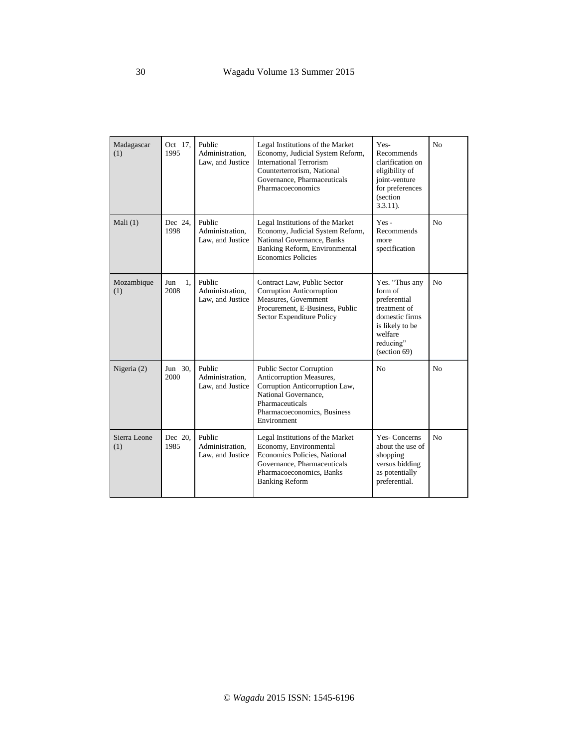| Madagascar (1) | Oct 17, 1995 | Public Administration, Law, and Justice | Legal Institutions of the Market Economy, Judicial System Reform, International Terrorism Counterterrorism, National Governance, Pharmaceuticals Pharmacoeconomics | Yes- Recommends clarification on eligibility of joint-venture for preferences (section 3.3.11). | No |
|---|---|---|---|---|---|
| Mali (1) | Dec 24, 1998 | Public Administration, Law, and Justice | Legal Institutions of the Market Economy, Judicial System Reform, National Governance, Banks Banking Reform, Environmental Economics Policies | Yes - Recommends more specification | No |
| Mozambique (1) | Jun 1, 2008 | Public Administration, Law, and Justice | Contract Law, Public Sector Corruption Anticorruption Measures, Government Procurement, E-Business, Public Sector Expenditure Policy | Yes. "Thus any form of preferential treatment of domestic firms is likely to be welfare reducing" (section 69) | No |
| Nigeria (2) | Jun 30, 2000 | Public Administration, Law, and Justice | Public Sector Corruption Anticorruption Measures, Corruption Anticorruption Law, National Governance, Pharmaceuticals Pharmacoeconomics, Business Environment | No | No |
| Sierra Leone (1) | Dec 20, 1985 | Public Administration, Law, and Justice | Legal Institutions of the Market Economy, Environmental Economics Policies, National Governance, Pharmaceuticals Pharmacoeconomics, Banks Banking Reform | Yes- Concerns about the use of shopping versus bidding as potentially preferential. | No |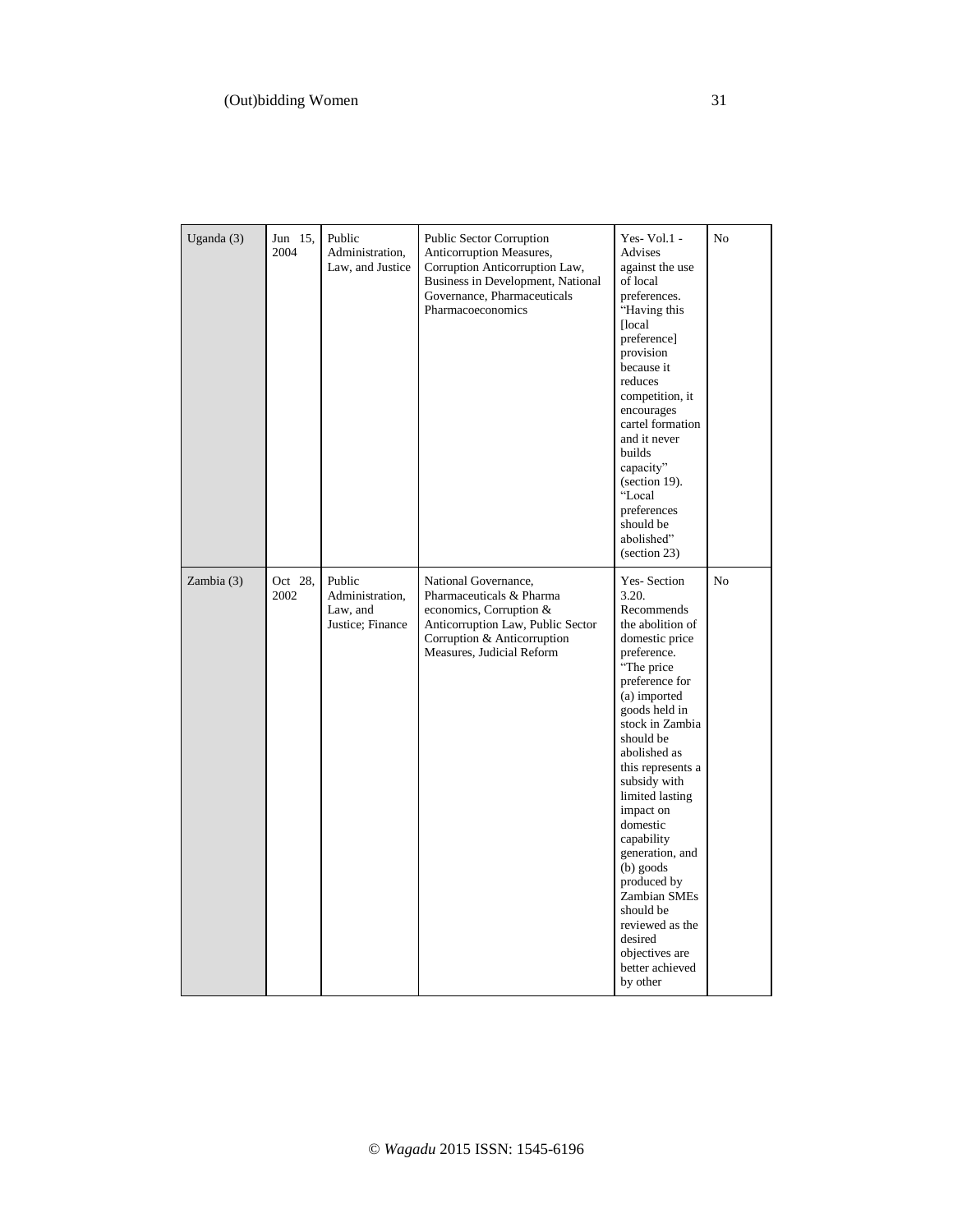| Uganda (3) | Jun 15, 2004 | Public Administration, Law, and Justice | Public Sector Corruption Anticorruption Measures, Corruption Anticorruption Law, Business in Development, National Governance, Pharmaceuticals Pharmacoeconomics | Yes- Vol.1 - Advises against the use of local preferences. "Having this [local preference] provision because it reduces competition, it encourages cartel formation and it never builds capacity" (section 19). "Local preferences should be abolished" (section 23) | No |
|---|---|---|---|---|---|
| Zambia (3) | Oct 28, 2002 | Public Administration, Law, and Justice; Finance | National Governance, Pharmaceuticals & Pharma economics, Corruption & Anticorruption Law, Public Sector Corruption & Anticorruption Measures, Judicial Reform | Yes- Section 3.20. Recommends the abolition of domestic price preference. "The price preference for (a) imported goods held in stock in Zambia should be abolished as this represents a subsidy with limited lasting impact on domestic capability generation, and (b) goods produced by Zambian SMEs should be reviewed as the desired objectives are better achieved by other | No |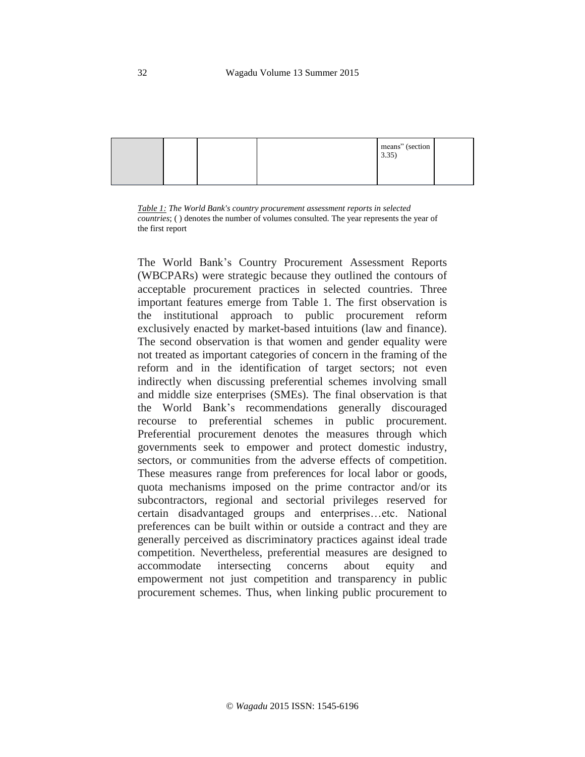| | | | | | |
|---|---|---|---|---|---|
| | | | | means" (section 3.35) | |

*Table 1: The World Bank's country procurement assessment reports in selected countries*; ( ) denotes the number of volumes consulted. The year represents the year of the first report

The World Bank's Country Procurement Assessment Reports (WBCPARs) were strategic because they outlined the contours of acceptable procurement practices in selected countries. Three important features emerge from Table 1. The first observation is the institutional approach to public procurement reform exclusively enacted by market-based intuitions (law and finance). The second observation is that women and gender equality were not treated as important categories of concern in the framing of the reform and in the identification of target sectors; not even indirectly when discussing preferential schemes involving small and middle size enterprises (SMEs). The final observation is that the World Bank's recommendations generally discouraged recourse to preferential schemes in public procurement. Preferential procurement denotes the measures through which governments seek to empower and protect domestic industry, sectors, or communities from the adverse effects of competition. These measures range from preferences for local labor or goods, quota mechanisms imposed on the prime contractor and/or its subcontractors, regional and sectorial privileges reserved for certain disadvantaged groups and enterprises…etc. National preferences can be built within or outside a contract and they are generally perceived as discriminatory practices against ideal trade competition. Nevertheless, preferential measures are designed to accommodate intersecting concerns about equity and empowerment not just competition and transparency in public procurement schemes. Thus, when linking public procurement to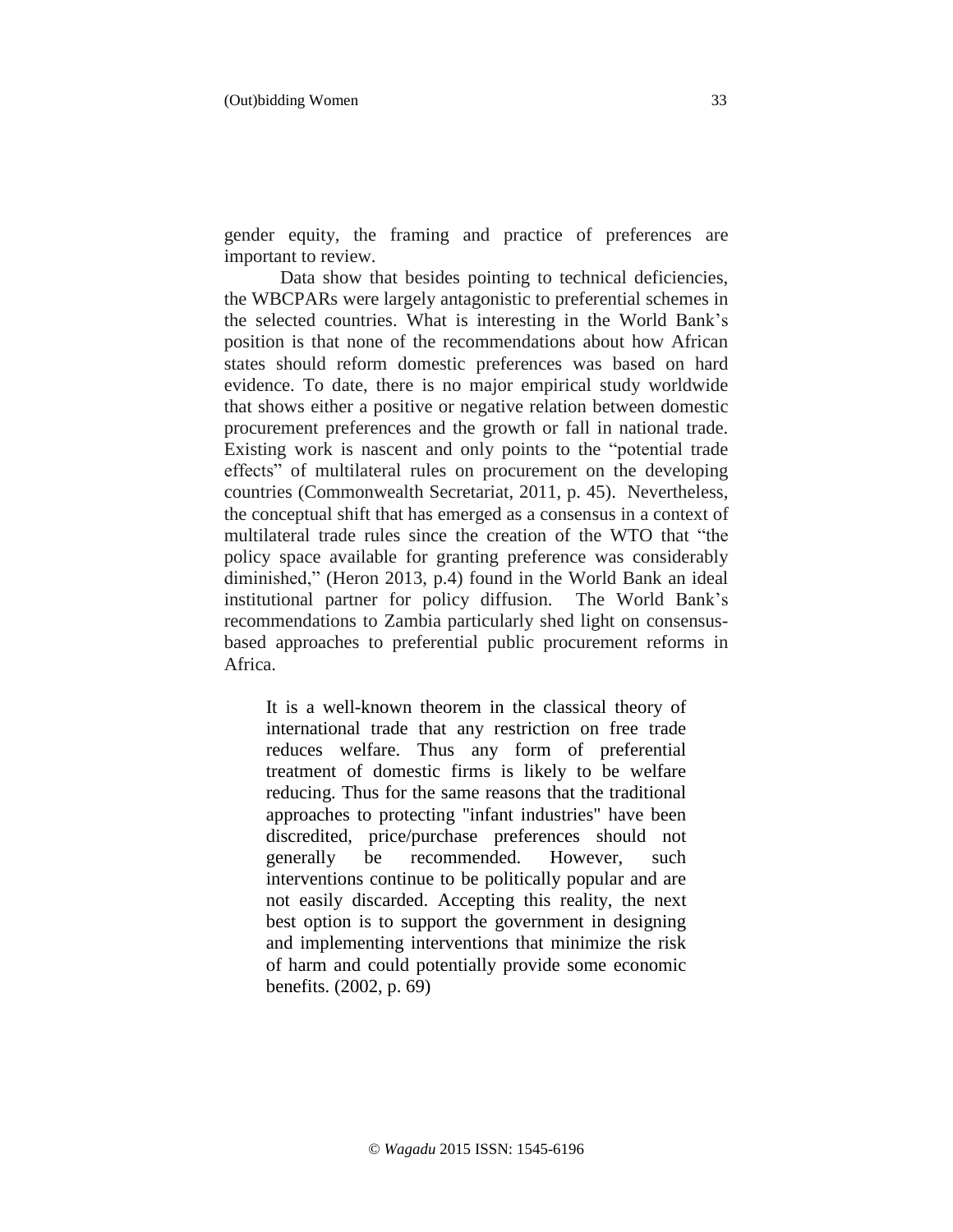gender equity, the framing and practice of preferences are important to review.

Data show that besides pointing to technical deficiencies, the WBCPARs were largely antagonistic to preferential schemes in the selected countries. What is interesting in the World Bank's position is that none of the recommendations about how African states should reform domestic preferences was based on hard evidence. To date, there is no major empirical study worldwide that shows either a positive or negative relation between domestic procurement preferences and the growth or fall in national trade. Existing work is nascent and only points to the "potential trade effects" of multilateral rules on procurement on the developing countries (Commonwealth Secretariat, 2011, p. 45). Nevertheless, the conceptual shift that has emerged as a consensus in a context of multilateral trade rules since the creation of the WTO that "the policy space available for granting preference was considerably diminished," (Heron 2013, p.4) found in the World Bank an ideal institutional partner for policy diffusion. The World Bank's recommendations to Zambia particularly shed light on consensus-based approaches to preferential public procurement reforms in Africa.

> It is a well-known theorem in the classical theory of international trade that any restriction on free trade reduces welfare. Thus any form of preferential treatment of domestic firms is likely to be welfare reducing. Thus for the same reasons that the traditional approaches to protecting "infant industries" have been discredited, price/purchase preferences should not generally be recommended. However, such interventions continue to be politically popular and are not easily discarded. Accepting this reality, the next best option is to support the government in designing and implementing interventions that minimize the risk of harm and could potentially provide some economic benefits. (2002, p. 69)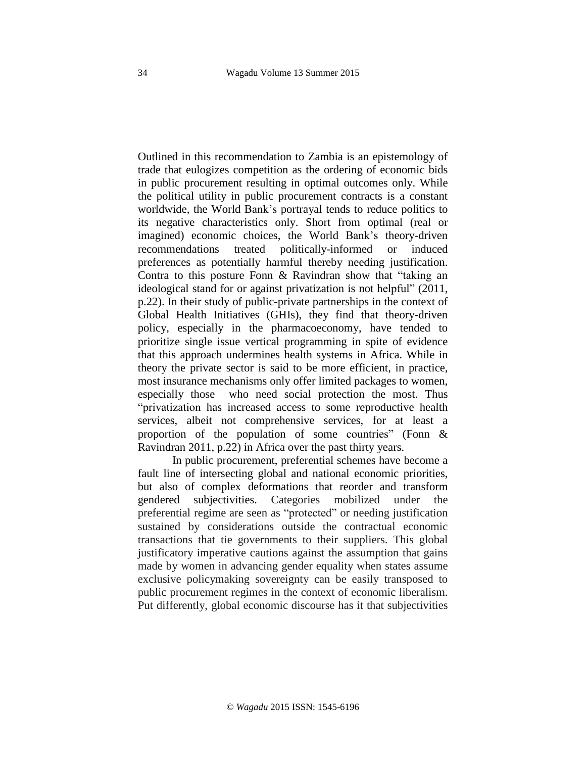Outlined in this recommendation to Zambia is an epistemology of trade that eulogizes competition as the ordering of economic bids in public procurement resulting in optimal outcomes only. While the political utility in public procurement contracts is a constant worldwide, the World Bank's portrayal tends to reduce politics to its negative characteristics only. Short from optimal (real or imagined) economic choices, the World Bank's theory-driven recommendations treated politically-informed or induced preferences as potentially harmful thereby needing justification. Contra to this posture Fonn & Ravindran show that "taking an ideological stand for or against privatization is not helpful" (2011, p.22). In their study of public-private partnerships in the context of Global Health Initiatives (GHIs), they find that theory-driven policy, especially in the pharmacoeconomy, have tended to prioritize single issue vertical programming in spite of evidence that this approach undermines health systems in Africa. While in theory the private sector is said to be more efficient, in practice, most insurance mechanisms only offer limited packages to women, especially those who need social protection the most. Thus "privatization has increased access to some reproductive health services, albeit not comprehensive services, for at least a proportion of the population of some countries" (Fonn & Ravindran 2011, p.22) in Africa over the past thirty years.

In public procurement, preferential schemes have become a fault line of intersecting global and national economic priorities, but also of complex deformations that reorder and transform gendered subjectivities. Categories mobilized under the preferential regime are seen as "protected" or needing justification sustained by considerations outside the contractual economic transactions that tie governments to their suppliers. This global justificatory imperative cautions against the assumption that gains made by women in advancing gender equality when states assume exclusive policymaking sovereignty can be easily transposed to public procurement regimes in the context of economic liberalism. Put differently, global economic discourse has it that subjectivities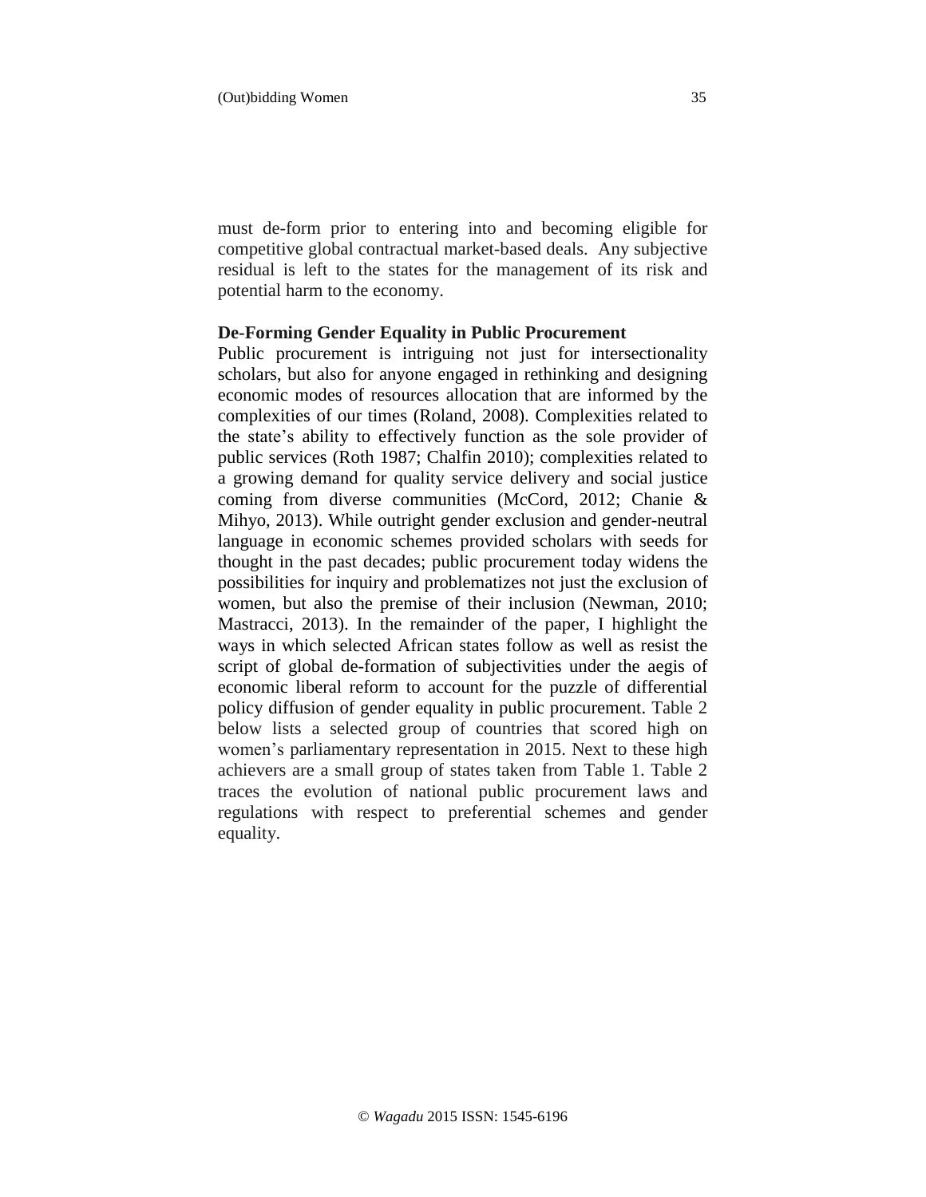must de-form prior to entering into and becoming eligible for competitive global contractual market-based deals. Any subjective residual is left to the states for the management of its risk and potential harm to the economy.

**De-Forming Gender Equality in Public Procurement**

Public procurement is intriguing not just for intersectionality scholars, but also for anyone engaged in rethinking and designing economic modes of resources allocation that are informed by the complexities of our times (Roland, 2008). Complexities related to the state's ability to effectively function as the sole provider of public services (Roth 1987; Chalfin 2010); complexities related to a growing demand for quality service delivery and social justice coming from diverse communities (McCord, 2012; Chanie & Mihyo, 2013). While outright gender exclusion and gender-neutral language in economic schemes provided scholars with seeds for thought in the past decades; public procurement today widens the possibilities for inquiry and problematizes not just the exclusion of women, but also the premise of their inclusion (Newman, 2010; Mastracci, 2013). In the remainder of the paper, I highlight the ways in which selected African states follow as well as resist the script of global de-formation of subjectivities under the aegis of economic liberal reform to account for the puzzle of differential policy diffusion of gender equality in public procurement. Table 2 below lists a selected group of countries that scored high on women's parliamentary representation in 2015. Next to these high achievers are a small group of states taken from Table 1. Table 2 traces the evolution of national public procurement laws and regulations with respect to preferential schemes and gender equality.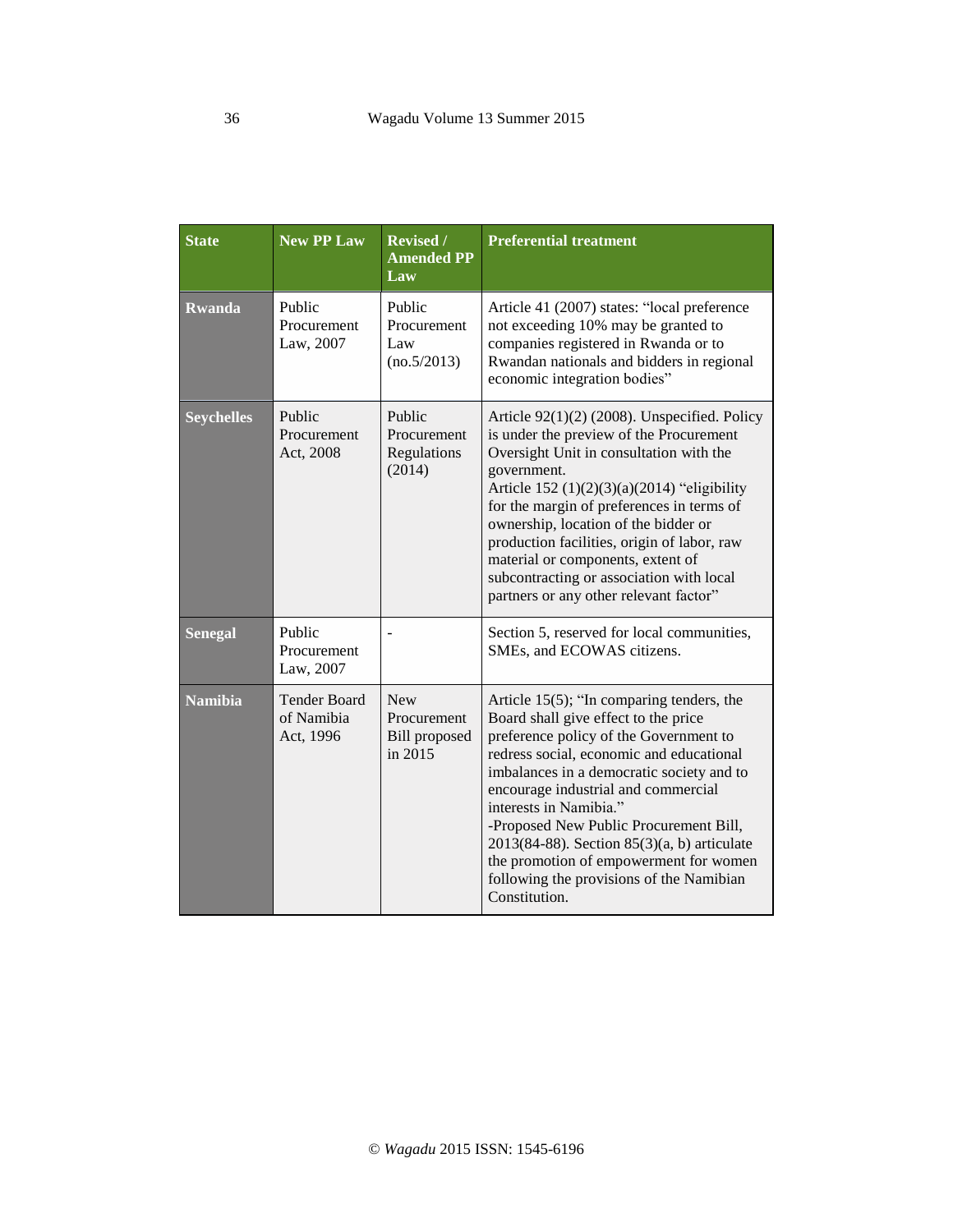| State | New PP Law | Revised / Amended PP Law | Preferential treatment |
|---|---|---|---|
| **Rwanda** | Public Procurement Law, 2007 | Public Procurement Law (no.5/2013) | Article 41 (2007) states: "local preference not exceeding 10% may be granted to companies registered in Rwanda or to Rwandan nationals and bidders in regional economic integration bodies" |
| **Seychelles** | Public Procurement Act, 2008 | Public Procurement Regulations (2014) | Article 92(1)(2) (2008). Unspecified. Policy is under the preview of the Procurement Oversight Unit in consultation with the government. Article 152 (1)(2)(3)(a)(2014) "eligibility for the margin of preferences in terms of ownership, location of the bidder or production facilities, origin of labor, raw material or components, extent of subcontracting or association with local partners or any other relevant factor" |
| **Senegal** | Public Procurement Law, 2007 | - | Section 5, reserved for local communities, SMEs, and ECOWAS citizens. |
| **Namibia** | Tender Board of Namibia Act, 1996 | New Procurement Bill proposed in 2015 | Article 15(5); "In comparing tenders, the Board shall give effect to the price preference policy of the Government to redress social, economic and educational imbalances in a democratic society and to encourage industrial and commercial interests in Namibia." -Proposed New Public Procurement Bill, 2013(84-88). Section 85(3)(a, b) articulate the promotion of empowerment for women following the provisions of the Namibian Constitution. |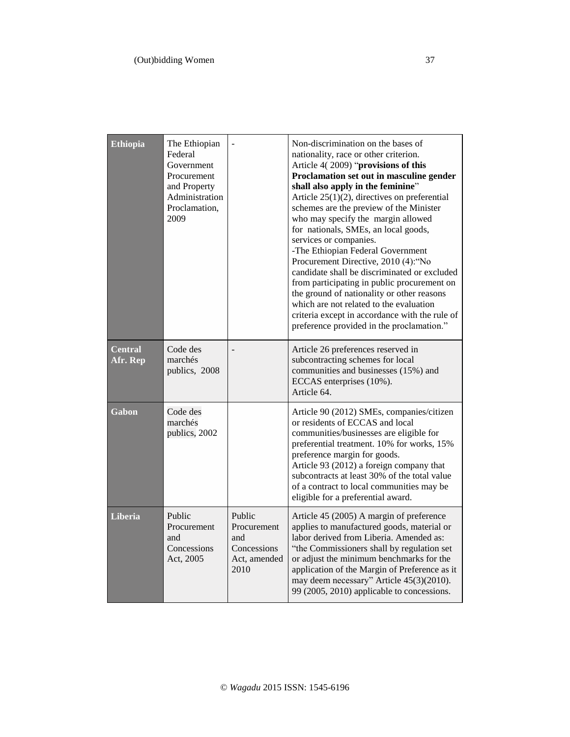| **Ethiopia** | The Ethiopian Federal Government Procurement and Property Administration Proclamation, 2009 | - | Non-discrimination on the bases of nationality, race or other criterion.<br>Article 4( 2009) "**provisions of this Proclamation set out in masculine gender shall also apply in the feminine**"<br>Article 25(1)(2), directives on preferential schemes are the preview of the Minister who may specify the margin allowed for nationals, SMEs, an local goods, services or companies.<br>-The Ethiopian Federal Government Procurement Directive, 2010 (4):"No candidate shall be discriminated or excluded from participating in public procurement on the ground of nationality or other reasons which are not related to the evaluation criteria except in accordance with the rule of preference provided in the proclamation." |
|---|---|---|---|
| **Central Afr. Rep** | Code des marchés publics, 2008 | - | Article 26 preferences reserved in subcontracting schemes for local communities and businesses (15%) and ECCAS enterprises (10%).<br>Article 64. |
| **Gabon** | Code des marchés publics, 2002 | | Article 90 (2012) SMEs, companies/citizen or residents of ECCAS and local communities/businesses are eligible for preferential treatment. 10% for works, 15% preference margin for goods.<br>Article 93 (2012) a foreign company that subcontracts at least 30% of the total value of a contract to local communities may be eligible for a preferential award. |
| **Liberia** | Public Procurement and Concessions Act, 2005 | Public Procurement and Concessions Act, amended 2010 | Article 45 (2005) A margin of preference applies to manufactured goods, material or labor derived from Liberia. Amended as: "the Commissioners shall by regulation set or adjust the minimum benchmarks for the application of the Margin of Preference as it may deem necessary" Article 45(3)(2010). 99 (2005, 2010) applicable to concessions. |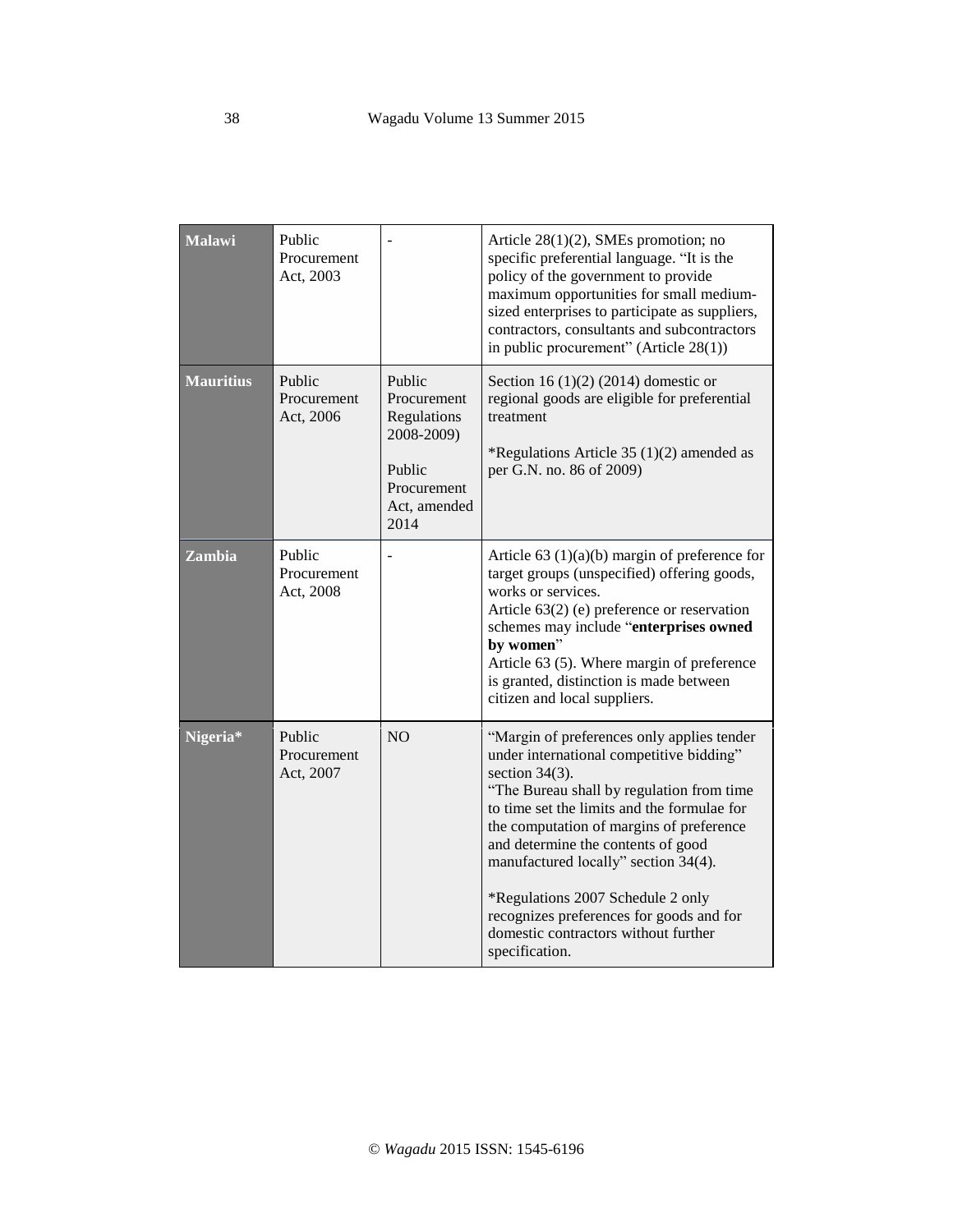| | | | |
|---|---|---|---|
| **Malawi** | Public Procurement Act, 2003 | - | Article 28(1)(2), SMEs promotion; no specific preferential language. "It is the policy of the government to provide maximum opportunities for small medium-sized enterprises to participate as suppliers, contractors, consultants and subcontractors in public procurement" (Article 28(1)) |
| **Mauritius** | Public Procurement Act, 2006 | Public Procurement Regulations 2008-2009)<br><br>Public Procurement Act, amended 2014 | Section 16 (1)(2) (2014) domestic or regional goods are eligible for preferential treatment<br><br>*Regulations Article 35 (1)(2) amended as per G.N. no. 86 of 2009) |
| **Zambia** | Public Procurement Act, 2008 | - | Article 63 (1)(a)(b) margin of preference for target groups (unspecified) offering goods, works or services.<br>Article 63(2) (e) preference or reservation schemes may include "**enterprises owned by women**"<br>Article 63 (5). Where margin of preference is granted, distinction is made between citizen and local suppliers. |
| **Nigeria*** | Public Procurement Act, 2007 | NO | "Margin of preferences only applies tender under international competitive bidding" section 34(3).<br>"The Bureau shall by regulation from time to time set the limits and the formulae for the computation of margins of preference and determine the contents of good manufactured locally" section 34(4).<br><br>*Regulations 2007 Schedule 2 only recognizes preferences for goods and for domestic contractors without further specification. |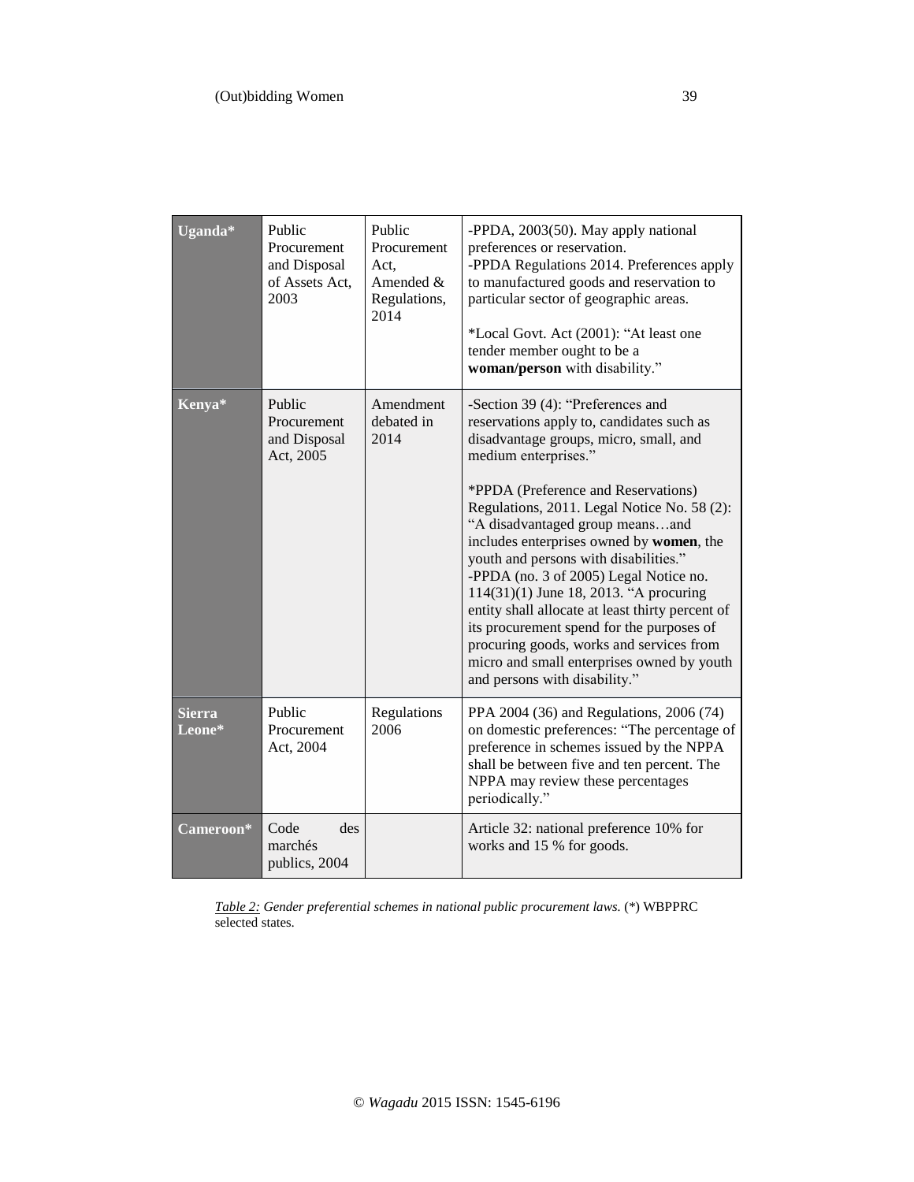| **Uganda*** | Public Procurement and Disposal of Assets Act, 2003 | Public Procurement Act, Amended & Regulations, 2014 | -PPDA, 2003(50). May apply national preferences or reservation.<br>-PPDA Regulations 2014. Preferences apply to manufactured goods and reservation to particular sector of geographic areas.<br><br>*Local Govt. Act (2001): "At least one tender member ought to be a **woman/person** with disability." |
|---|---|---|---|
| **Kenya*** | Public Procurement and Disposal Act, 2005 | Amendment debated in 2014 | -Section 39 (4): "Preferences and reservations apply to, candidates such as disadvantage groups, micro, small, and medium enterprises."<br><br>*PPDA (Preference and Reservations) Regulations, 2011. Legal Notice No. 58 (2): "A disadvantaged group means…and includes enterprises owned by **women**, the youth and persons with disabilities."<br>-PPDA (no. 3 of 2005) Legal Notice no. 114(31)(1) June 18, 2013. "A procuring entity shall allocate at least thirty percent of its procurement spend for the purposes of procuring goods, works and services from micro and small enterprises owned by youth and persons with disability." |
| **Sierra Leone*** | Public Procurement Act, 2004 | Regulations 2006 | PPA 2004 (36) and Regulations, 2006 (74) on domestic preferences: "The percentage of preference in schemes issued by the NPPA shall be between five and ten percent. The NPPA may review these percentages periodically." |
| **Cameroon*** | Code des marchés publics, 2004 | | Article 32: national preference 10% for works and 15 % for goods. |

*Table 2: Gender preferential schemes in national public procurement laws.* (*) WBPPRC selected states.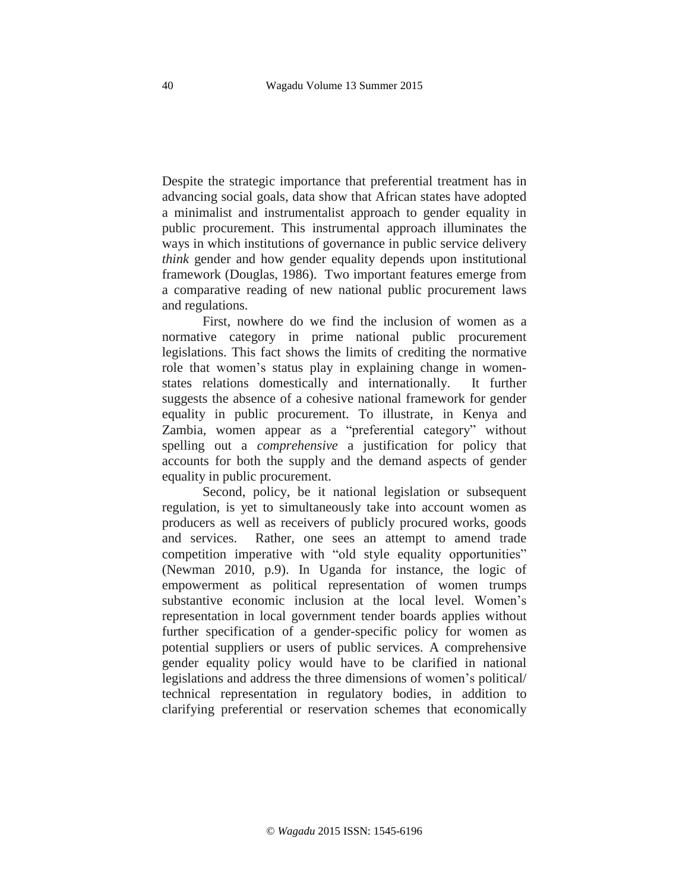Despite the strategic importance that preferential treatment has in advancing social goals, data show that African states have adopted a minimalist and instrumentalist approach to gender equality in public procurement. This instrumental approach illuminates the ways in which institutions of governance in public service delivery *think* gender and how gender equality depends upon institutional framework (Douglas, 1986). Two important features emerge from a comparative reading of new national public procurement laws and regulations.

First, nowhere do we find the inclusion of women as a normative category in prime national public procurement legislations. This fact shows the limits of crediting the normative role that women's status play in explaining change in women-states relations domestically and internationally. It further suggests the absence of a cohesive national framework for gender equality in public procurement. To illustrate, in Kenya and Zambia, women appear as a "preferential category" without spelling out a *comprehensive* a justification for policy that accounts for both the supply and the demand aspects of gender equality in public procurement.

Second, policy, be it national legislation or subsequent regulation, is yet to simultaneously take into account women as producers as well as receivers of publicly procured works, goods and services. Rather, one sees an attempt to amend trade competition imperative with "old style equality opportunities" (Newman 2010, p.9). In Uganda for instance, the logic of empowerment as political representation of women trumps substantive economic inclusion at the local level. Women's representation in local government tender boards applies without further specification of a gender-specific policy for women as potential suppliers or users of public services. A comprehensive gender equality policy would have to be clarified in national legislations and address the three dimensions of women's political/ technical representation in regulatory bodies, in addition to clarifying preferential or reservation schemes that economically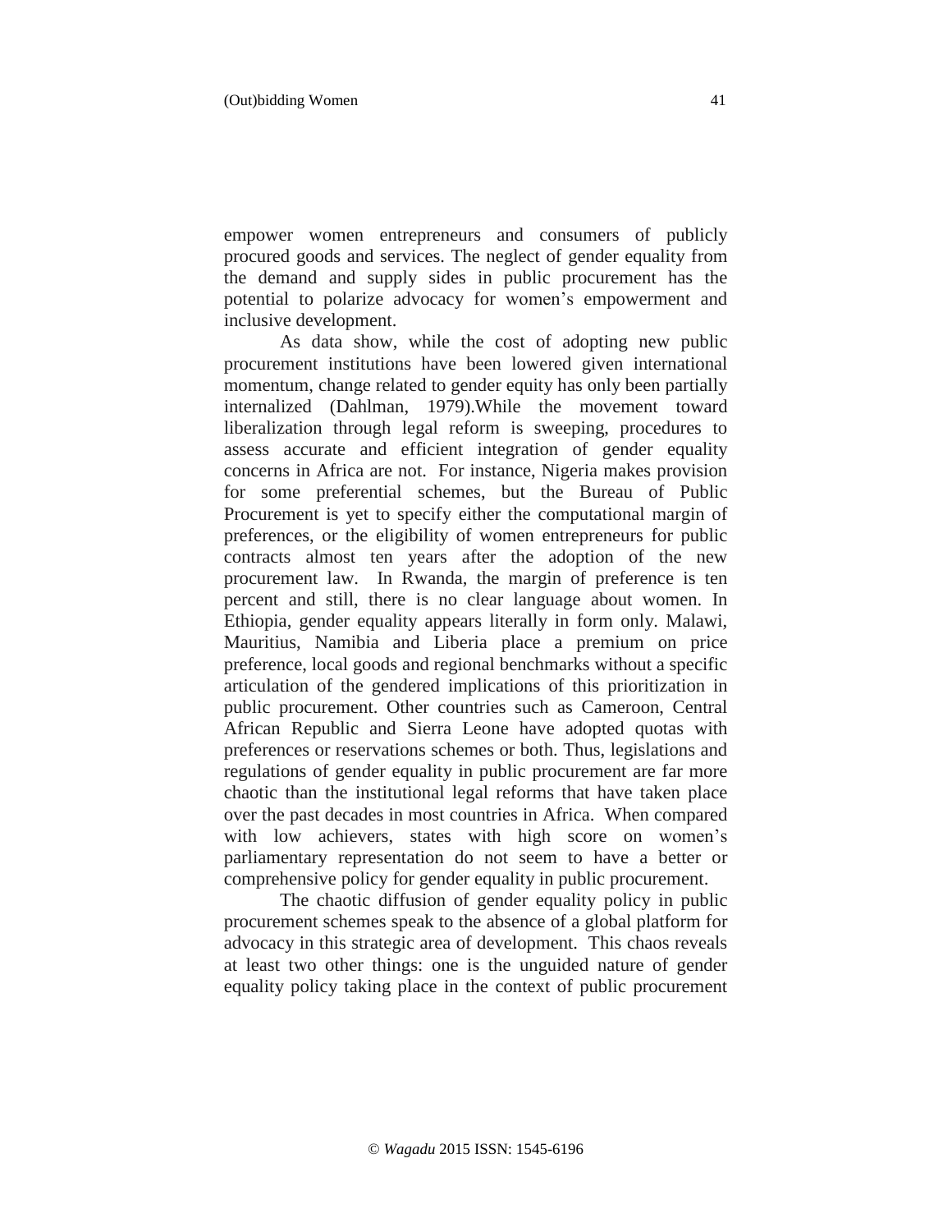empower women entrepreneurs and consumers of publicly procured goods and services. The neglect of gender equality from the demand and supply sides in public procurement has the potential to polarize advocacy for women's empowerment and inclusive development.

As data show, while the cost of adopting new public procurement institutions have been lowered given international momentum, change related to gender equity has only been partially internalized (Dahlman, 1979).While the movement toward liberalization through legal reform is sweeping, procedures to assess accurate and efficient integration of gender equality concerns in Africa are not. For instance, Nigeria makes provision for some preferential schemes, but the Bureau of Public Procurement is yet to specify either the computational margin of preferences, or the eligibility of women entrepreneurs for public contracts almost ten years after the adoption of the new procurement law. In Rwanda, the margin of preference is ten percent and still, there is no clear language about women. In Ethiopia, gender equality appears literally in form only. Malawi, Mauritius, Namibia and Liberia place a premium on price preference, local goods and regional benchmarks without a specific articulation of the gendered implications of this prioritization in public procurement. Other countries such as Cameroon, Central African Republic and Sierra Leone have adopted quotas with preferences or reservations schemes or both. Thus, legislations and regulations of gender equality in public procurement are far more chaotic than the institutional legal reforms that have taken place over the past decades in most countries in Africa. When compared with low achievers, states with high score on women's parliamentary representation do not seem to have a better or comprehensive policy for gender equality in public procurement.

The chaotic diffusion of gender equality policy in public procurement schemes speak to the absence of a global platform for advocacy in this strategic area of development. This chaos reveals at least two other things: one is the unguided nature of gender equality policy taking place in the context of public procurement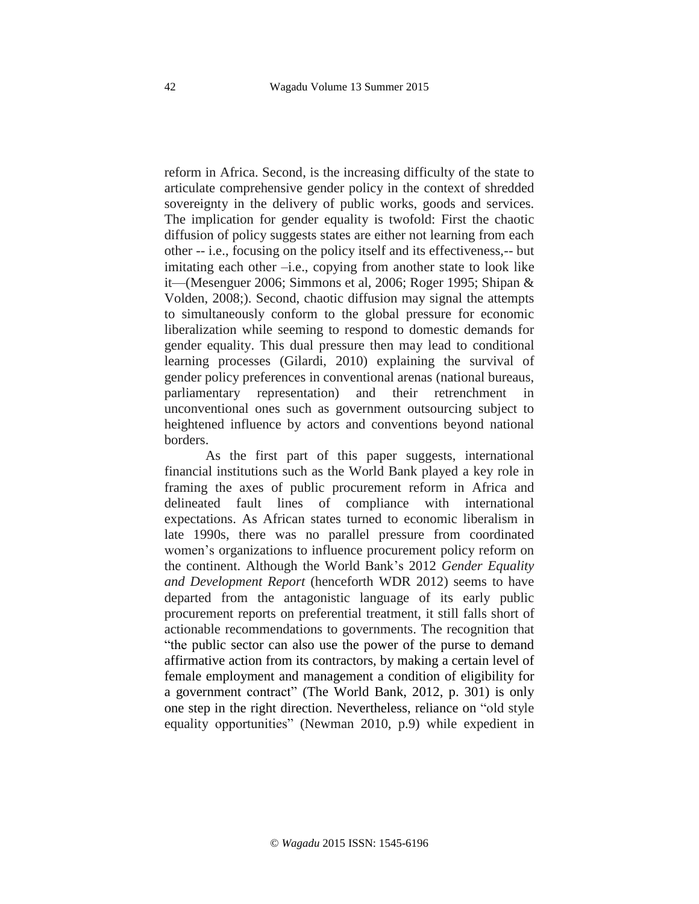reform in Africa. Second, is the increasing difficulty of the state to articulate comprehensive gender policy in the context of shredded sovereignty in the delivery of public works, goods and services. The implication for gender equality is twofold: First the chaotic diffusion of policy suggests states are either not learning from each other -- i.e., focusing on the policy itself and its effectiveness,-- but imitating each other –i.e., copying from another state to look like it—(Mesenguer 2006; Simmons et al, 2006; Roger 1995; Shipan & Volden, 2008;). Second, chaotic diffusion may signal the attempts to simultaneously conform to the global pressure for economic liberalization while seeming to respond to domestic demands for gender equality. This dual pressure then may lead to conditional learning processes (Gilardi, 2010) explaining the survival of gender policy preferences in conventional arenas (national bureaus, parliamentary representation) and their retrenchment in unconventional ones such as government outsourcing subject to heightened influence by actors and conventions beyond national borders.

As the first part of this paper suggests, international financial institutions such as the World Bank played a key role in framing the axes of public procurement reform in Africa and delineated fault lines of compliance with international expectations. As African states turned to economic liberalism in late 1990s, there was no parallel pressure from coordinated women's organizations to influence procurement policy reform on the continent. Although the World Bank's 2012 *Gender Equality and Development Report* (henceforth WDR 2012) seems to have departed from the antagonistic language of its early public procurement reports on preferential treatment, it still falls short of actionable recommendations to governments. The recognition that "the public sector can also use the power of the purse to demand affirmative action from its contractors, by making a certain level of female employment and management a condition of eligibility for a government contract" (The World Bank, 2012, p. 301) is only one step in the right direction. Nevertheless, reliance on "old style equality opportunities" (Newman 2010, p.9) while expedient in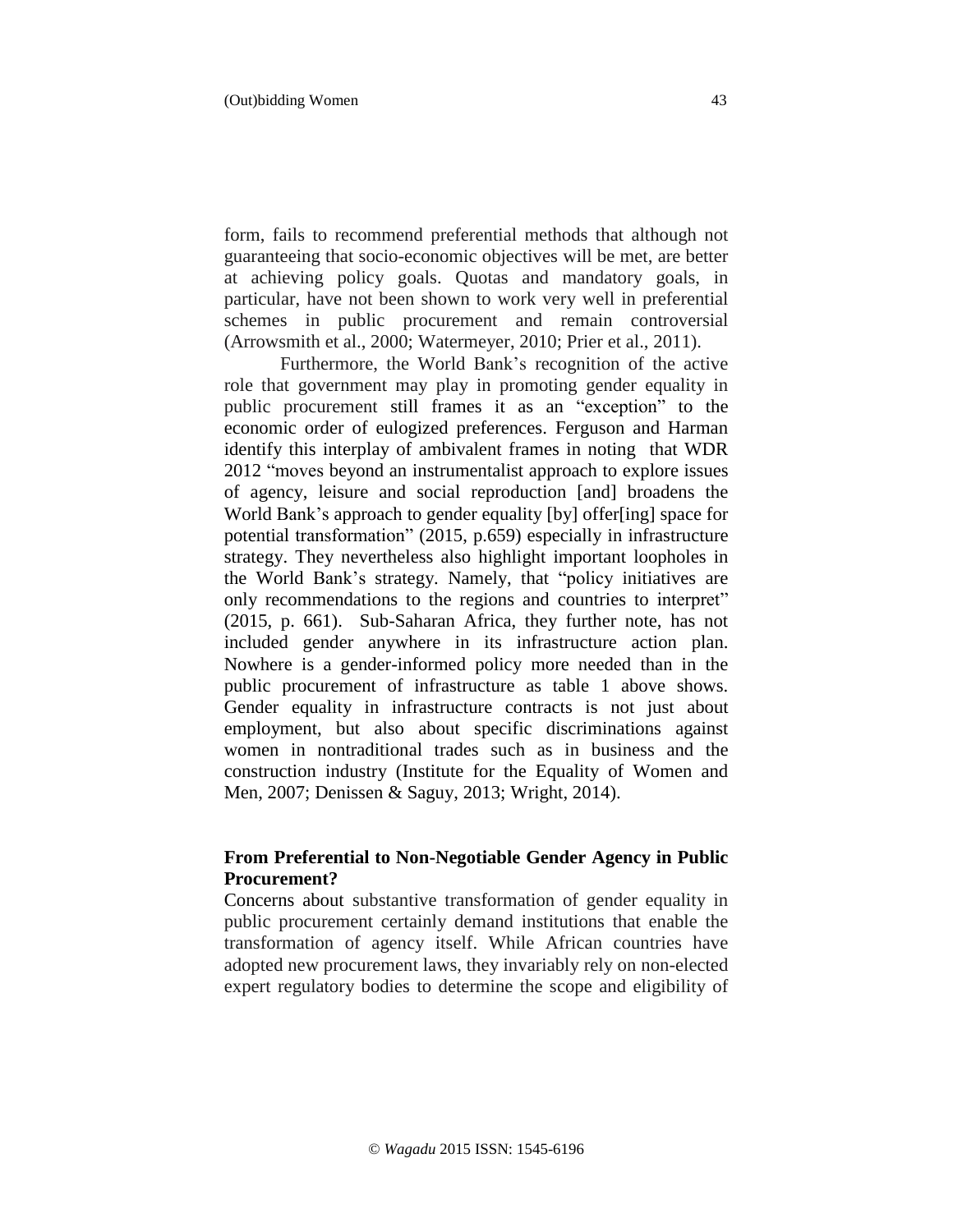form, fails to recommend preferential methods that although not guaranteeing that socio-economic objectives will be met, are better at achieving policy goals. Quotas and mandatory goals, in particular, have not been shown to work very well in preferential schemes in public procurement and remain controversial (Arrowsmith et al., 2000; Watermeyer, 2010; Prier et al., 2011).

Furthermore, the World Bank's recognition of the active role that government may play in promoting gender equality in public procurement still frames it as an "exception" to the economic order of eulogized preferences. Ferguson and Harman identify this interplay of ambivalent frames in noting that WDR 2012 "moves beyond an instrumentalist approach to explore issues of agency, leisure and social reproduction [and] broadens the World Bank's approach to gender equality [by] offer[ing] space for potential transformation" (2015, p.659) especially in infrastructure strategy. They nevertheless also highlight important loopholes in the World Bank's strategy. Namely, that "policy initiatives are only recommendations to the regions and countries to interpret" (2015, p. 661). Sub-Saharan Africa, they further note, has not included gender anywhere in its infrastructure action plan. Nowhere is a gender-informed policy more needed than in the public procurement of infrastructure as table 1 above shows. Gender equality in infrastructure contracts is not just about employment, but also about specific discriminations against women in nontraditional trades such as in business and the construction industry (Institute for the Equality of Women and Men, 2007; Denissen & Saguy, 2013; Wright, 2014).

## From Preferential to Non-Negotiable Gender Agency in Public Procurement?

Concerns about substantive transformation of gender equality in public procurement certainly demand institutions that enable the transformation of agency itself. While African countries have adopted new procurement laws, they invariably rely on non-elected expert regulatory bodies to determine the scope and eligibility of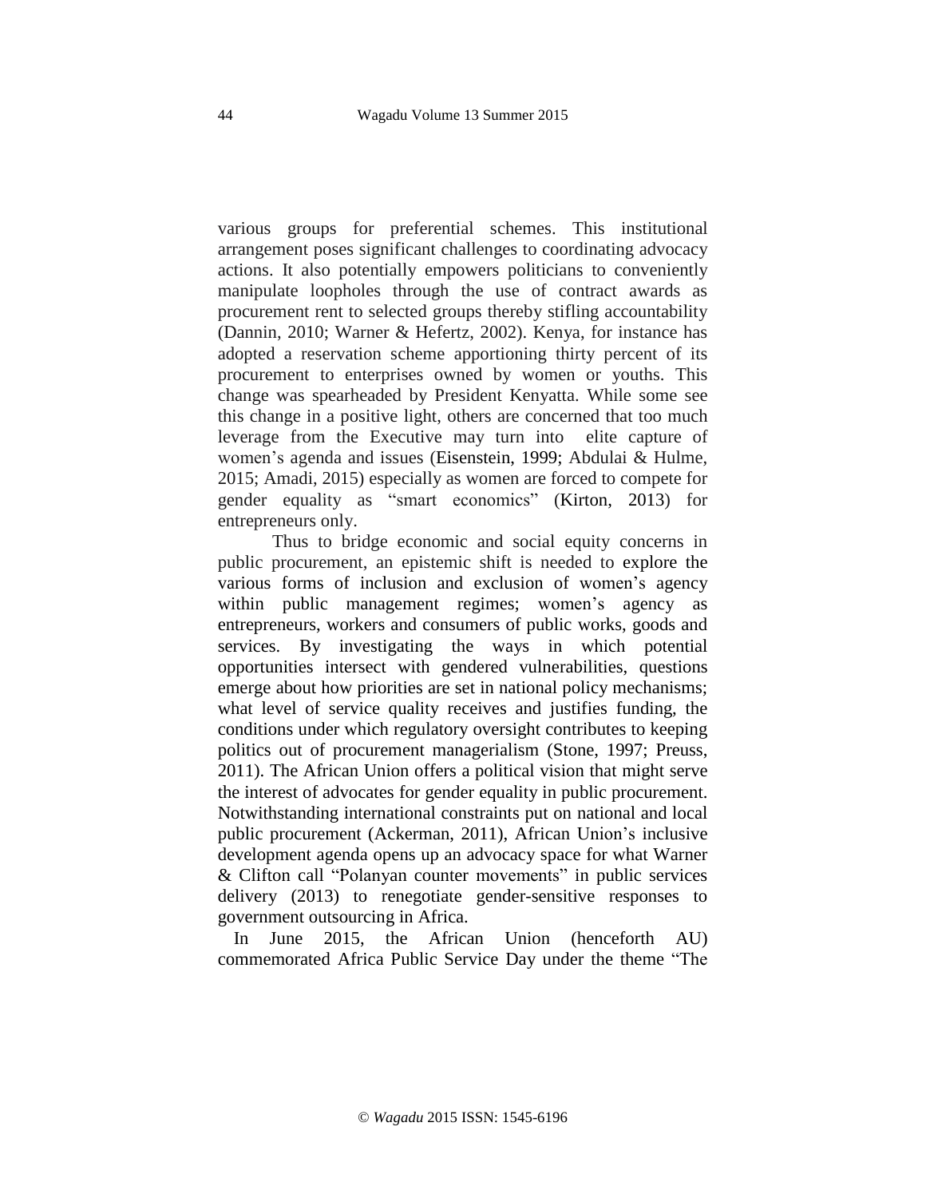various groups for preferential schemes. This institutional arrangement poses significant challenges to coordinating advocacy actions. It also potentially empowers politicians to conveniently manipulate loopholes through the use of contract awards as procurement rent to selected groups thereby stifling accountability (Dannin, 2010; Warner & Hefertz, 2002). Kenya, for instance has adopted a reservation scheme apportioning thirty percent of its procurement to enterprises owned by women or youths. This change was spearheaded by President Kenyatta. While some see this change in a positive light, others are concerned that too much leverage from the Executive may turn into elite capture of women's agenda and issues (Eisenstein, 1999; Abdulai & Hulme, 2015; Amadi, 2015) especially as women are forced to compete for gender equality as "smart economics" (Kirton, 2013) for entrepreneurs only.

Thus to bridge economic and social equity concerns in public procurement, an epistemic shift is needed to explore the various forms of inclusion and exclusion of women's agency within public management regimes; women's agency as entrepreneurs, workers and consumers of public works, goods and services. By investigating the ways in which potential opportunities intersect with gendered vulnerabilities, questions emerge about how priorities are set in national policy mechanisms; what level of service quality receives and justifies funding, the conditions under which regulatory oversight contributes to keeping politics out of procurement managerialism (Stone, 1997; Preuss, 2011). The African Union offers a political vision that might serve the interest of advocates for gender equality in public procurement. Notwithstanding international constraints put on national and local public procurement (Ackerman, 2011), African Union's inclusive development agenda opens up an advocacy space for what Warner & Clifton call "Polanyan counter movements" in public services delivery (2013) to renegotiate gender-sensitive responses to government outsourcing in Africa.

In June 2015, the African Union (henceforth AU) commemorated Africa Public Service Day under the theme "The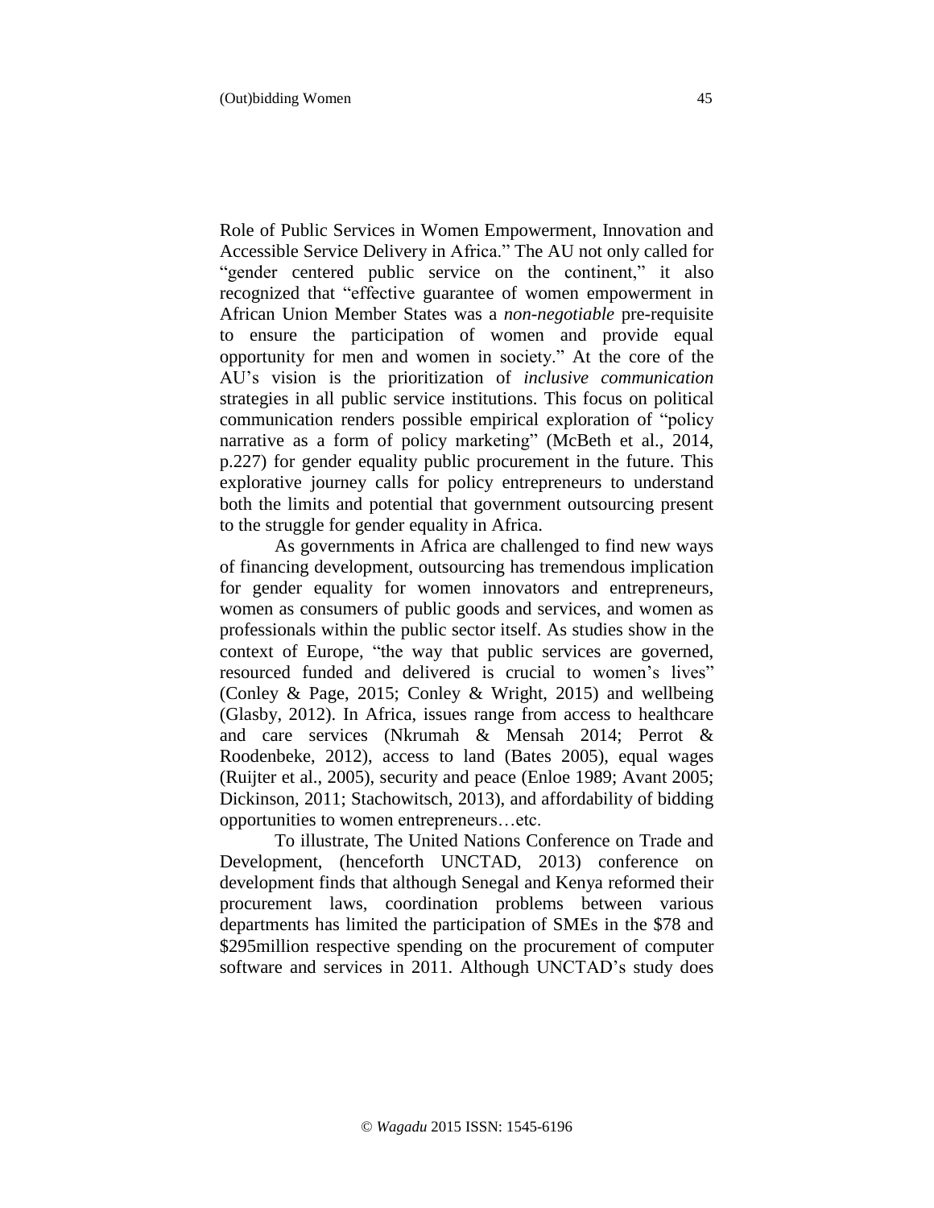Role of Public Services in Women Empowerment, Innovation and Accessible Service Delivery in Africa." The AU not only called for "gender centered public service on the continent," it also recognized that "effective guarantee of women empowerment in African Union Member States was a *non-negotiable* pre-requisite to ensure the participation of women and provide equal opportunity for men and women in society." At the core of the AU's vision is the prioritization of *inclusive communication* strategies in all public service institutions. This focus on political communication renders possible empirical exploration of "policy narrative as a form of policy marketing" (McBeth et al., 2014, p.227) for gender equality public procurement in the future. This explorative journey calls for policy entrepreneurs to understand both the limits and potential that government outsourcing present to the struggle for gender equality in Africa.

As governments in Africa are challenged to find new ways of financing development, outsourcing has tremendous implication for gender equality for women innovators and entrepreneurs, women as consumers of public goods and services, and women as professionals within the public sector itself. As studies show in the context of Europe, "the way that public services are governed, resourced funded and delivered is crucial to women's lives" (Conley & Page, 2015; Conley & Wright, 2015) and wellbeing (Glasby, 2012). In Africa, issues range from access to healthcare and care services (Nkrumah & Mensah 2014; Perrot & Roodenbeke, 2012), access to land (Bates 2005), equal wages (Ruijter et al., 2005), security and peace (Enloe 1989; Avant 2005; Dickinson, 2011; Stachowitsch, 2013), and affordability of bidding opportunities to women entrepreneurs…etc.

To illustrate, The United Nations Conference on Trade and Development, (henceforth UNCTAD, 2013) conference on development finds that although Senegal and Kenya reformed their procurement laws, coordination problems between various departments has limited the participation of SMEs in the $78 and $295million respective spending on the procurement of computer software and services in 2011. Although UNCTAD's study does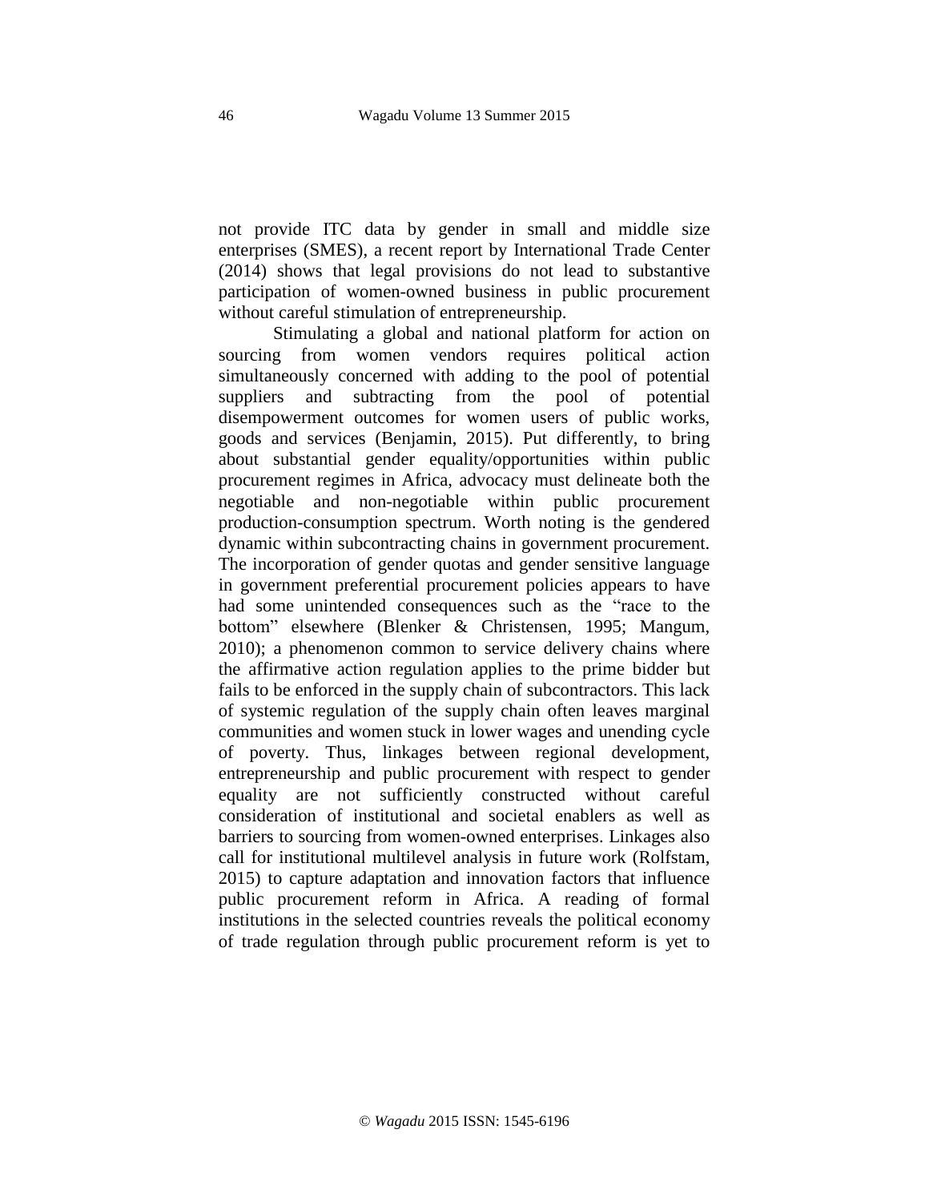not provide ITC data by gender in small and middle size enterprises (SMES), a recent report by International Trade Center (2014) shows that legal provisions do not lead to substantive participation of women-owned business in public procurement without careful stimulation of entrepreneurship.

Stimulating a global and national platform for action on sourcing from women vendors requires political action simultaneously concerned with adding to the pool of potential suppliers and subtracting from the pool of potential disempowerment outcomes for women users of public works, goods and services (Benjamin, 2015). Put differently, to bring about substantial gender equality/opportunities within public procurement regimes in Africa, advocacy must delineate both the negotiable and non-negotiable within public procurement production-consumption spectrum. Worth noting is the gendered dynamic within subcontracting chains in government procurement. The incorporation of gender quotas and gender sensitive language in government preferential procurement policies appears to have had some unintended consequences such as the "race to the bottom" elsewhere (Blenker & Christensen, 1995; Mangum, 2010); a phenomenon common to service delivery chains where the affirmative action regulation applies to the prime bidder but fails to be enforced in the supply chain of subcontractors. This lack of systemic regulation of the supply chain often leaves marginal communities and women stuck in lower wages and unending cycle of poverty. Thus, linkages between regional development, entrepreneurship and public procurement with respect to gender equality are not sufficiently constructed without careful consideration of institutional and societal enablers as well as barriers to sourcing from women-owned enterprises. Linkages also call for institutional multilevel analysis in future work (Rolfstam, 2015) to capture adaptation and innovation factors that influence public procurement reform in Africa. A reading of formal institutions in the selected countries reveals the political economy of trade regulation through public procurement reform is yet to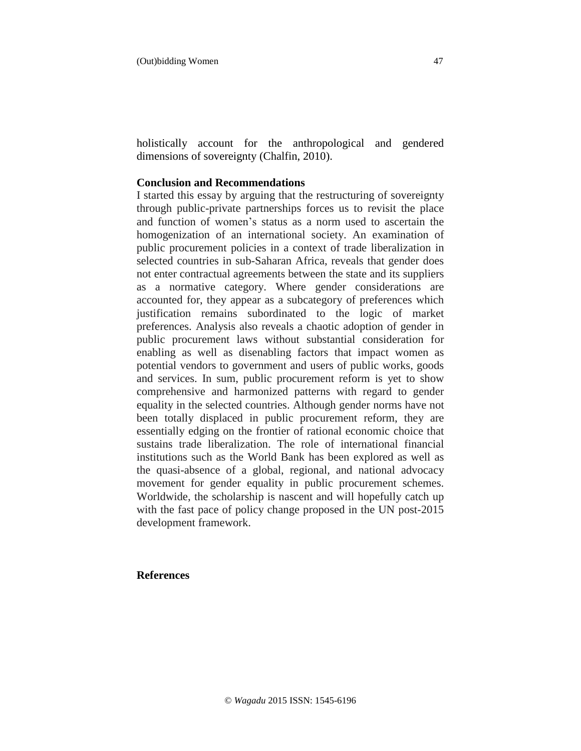holistically account for the anthropological and gendered dimensions of sovereignty (Chalfin, 2010).

## Conclusion and Recommendations

I started this essay by arguing that the restructuring of sovereignty through public-private partnerships forces us to revisit the place and function of women's status as a norm used to ascertain the homogenization of an international society. An examination of public procurement policies in a context of trade liberalization in selected countries in sub-Saharan Africa, reveals that gender does not enter contractual agreements between the state and its suppliers as a normative category. Where gender considerations are accounted for, they appear as a subcategory of preferences which justification remains subordinated to the logic of market preferences. Analysis also reveals a chaotic adoption of gender in public procurement laws without substantial consideration for enabling as well as disenabling factors that impact women as potential vendors to government and users of public works, goods and services. In sum, public procurement reform is yet to show comprehensive and harmonized patterns with regard to gender equality in the selected countries. Although gender norms have not been totally displaced in public procurement reform, they are essentially edging on the frontier of rational economic choice that sustains trade liberalization. The role of international financial institutions such as the World Bank has been explored as well as the quasi-absence of a global, regional, and national advocacy movement for gender equality in public procurement schemes. Worldwide, the scholarship is nascent and will hopefully catch up with the fast pace of policy change proposed in the UN post-2015 development framework.

## References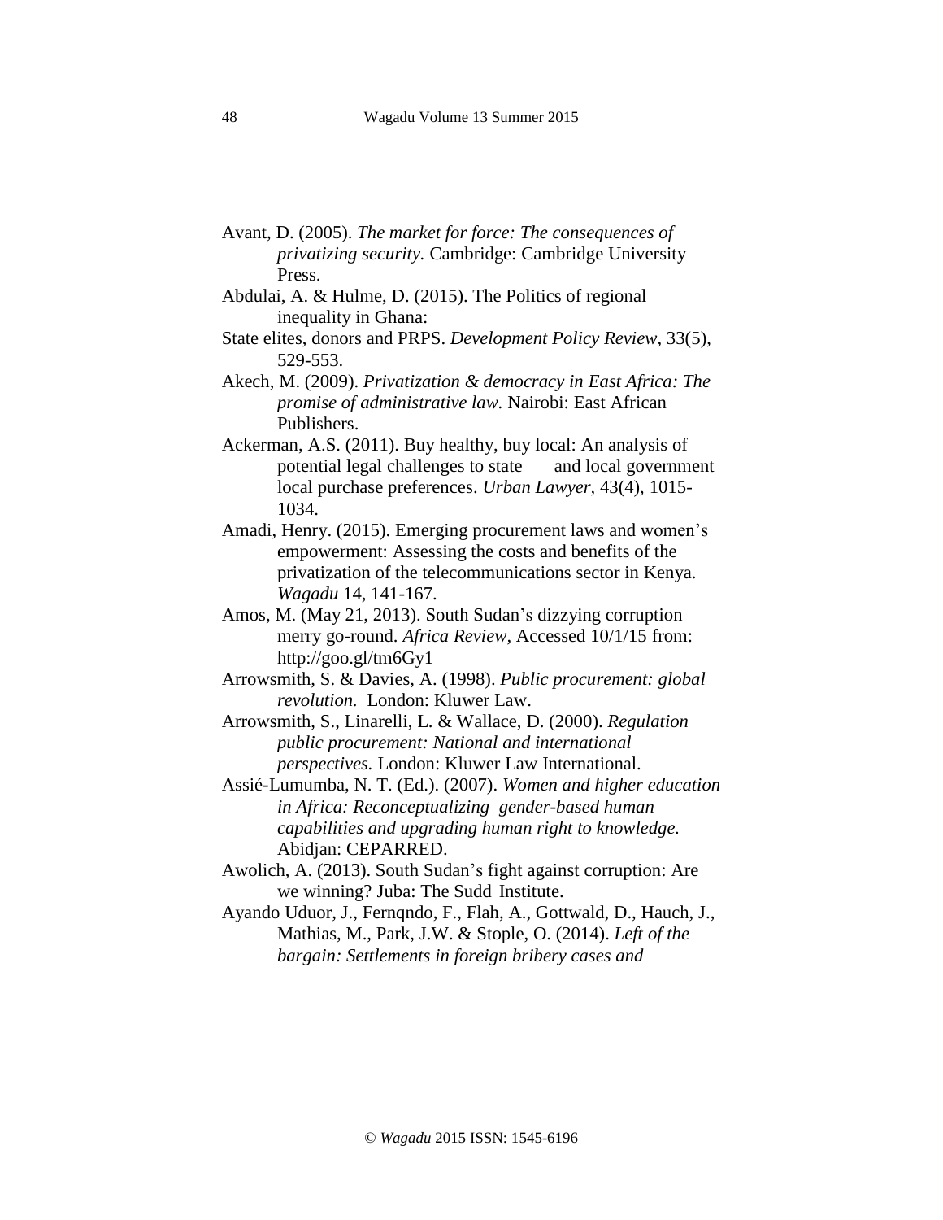Avant, D. (2005). *The market for force: The consequences of privatizing security.* Cambridge: Cambridge University Press.

Abdulai, A. & Hulme, D. (2015). The Politics of regional inequality in Ghana:

State elites, donors and PRPS. *Development Policy Review*, 33(5), 529-553.

Akech, M. (2009). *Privatization & democracy in East Africa: The promise of administrative law.* Nairobi: East African Publishers.

Ackerman, A.S. (2011). Buy healthy, buy local: An analysis of potential legal challenges to state and local government local purchase preferences. *Urban Lawyer*, 43(4), 1015-1034.

Amadi, Henry. (2015). Emerging procurement laws and women's empowerment: Assessing the costs and benefits of the privatization of the telecommunications sector in Kenya. *Wagadu* 14, 141-167.

Amos, M. (May 21, 2013). South Sudan's dizzying corruption merry go-round. *Africa Review,* Accessed 10/1/15 from: http://goo.gl/tm6Gy1

Arrowsmith, S. & Davies, A. (1998). *Public procurement: global revolution.* London: Kluwer Law.

Arrowsmith, S., Linarelli, L. & Wallace, D. (2000). *Regulation public procurement: National and international perspectives.* London: Kluwer Law International.

Assié-Lumumba, N. T. (Ed.). (2007). *Women and higher education in Africa: Reconceptualizing gender-based human capabilities and upgrading human right to knowledge.* Abidjan: CEPARRED.

Awolich, A. (2013). South Sudan's fight against corruption: Are we winning? Juba: The Sudd Institute.

Ayando Uduor, J., Fernqndo, F., Flah, A., Gottwald, D., Hauch, J., Mathias, M., Park, J.W. & Stople, O. (2014). *Left of the bargain: Settlements in foreign bribery cases and*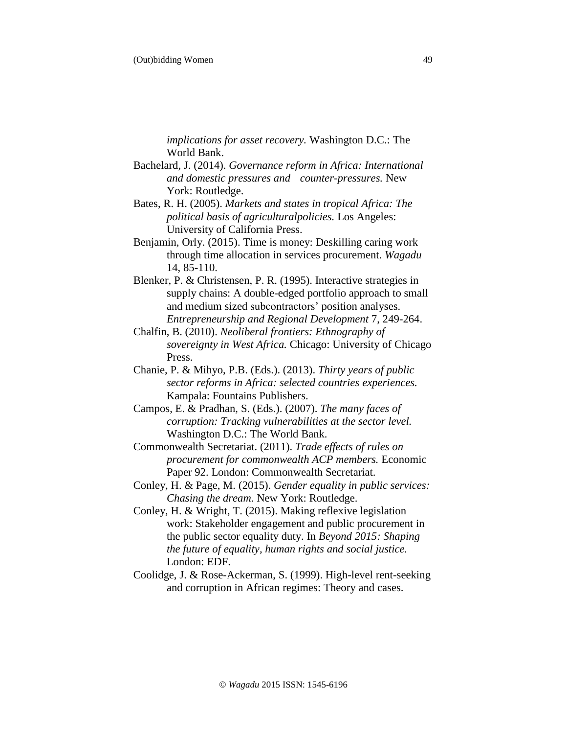*implications for asset recovery.* Washington D.C.: The World Bank.

Bachelard, J. (2014). *Governance reform in Africa: International and domestic pressures and counter-pressures.* New York: Routledge.

Bates, R. H. (2005). *Markets and states in tropical Africa: The political basis of agriculturalpolicies.* Los Angeles: University of California Press.

Benjamin, Orly. (2015). Time is money: Deskilling caring work through time allocation in services procurement. *Wagadu* 14, 85-110.

Blenker, P. & Christensen, P. R. (1995). Interactive strategies in supply chains: A double-edged portfolio approach to small and medium sized subcontractors' position analyses. *Entrepreneurship and Regional Development* 7, 249-264.

Chalfin, B. (2010). *Neoliberal frontiers: Ethnography of sovereignty in West Africa.* Chicago: University of Chicago Press.

Chanie, P. & Mihyo, P.B. (Eds.). (2013). *Thirty years of public sector reforms in Africa: selected countries experiences.* Kampala: Fountains Publishers.

Campos, E. & Pradhan, S. (Eds.). (2007). *The many faces of corruption: Tracking vulnerabilities at the sector level.* Washington D.C.: The World Bank.

Commonwealth Secretariat. (2011). *Trade effects of rules on procurement for commonwealth ACP members.* Economic Paper 92. London: Commonwealth Secretariat.

Conley, H. & Page, M. (2015). *Gender equality in public services: Chasing the dream.* New York: Routledge.

Conley, H. & Wright, T. (2015). Making reflexive legislation work: Stakeholder engagement and public procurement in the public sector equality duty. In *Beyond 2015: Shaping the future of equality, human rights and social justice.* London: EDF.

Coolidge, J. & Rose-Ackerman, S. (1999). High-level rent-seeking and corruption in African regimes: Theory and cases.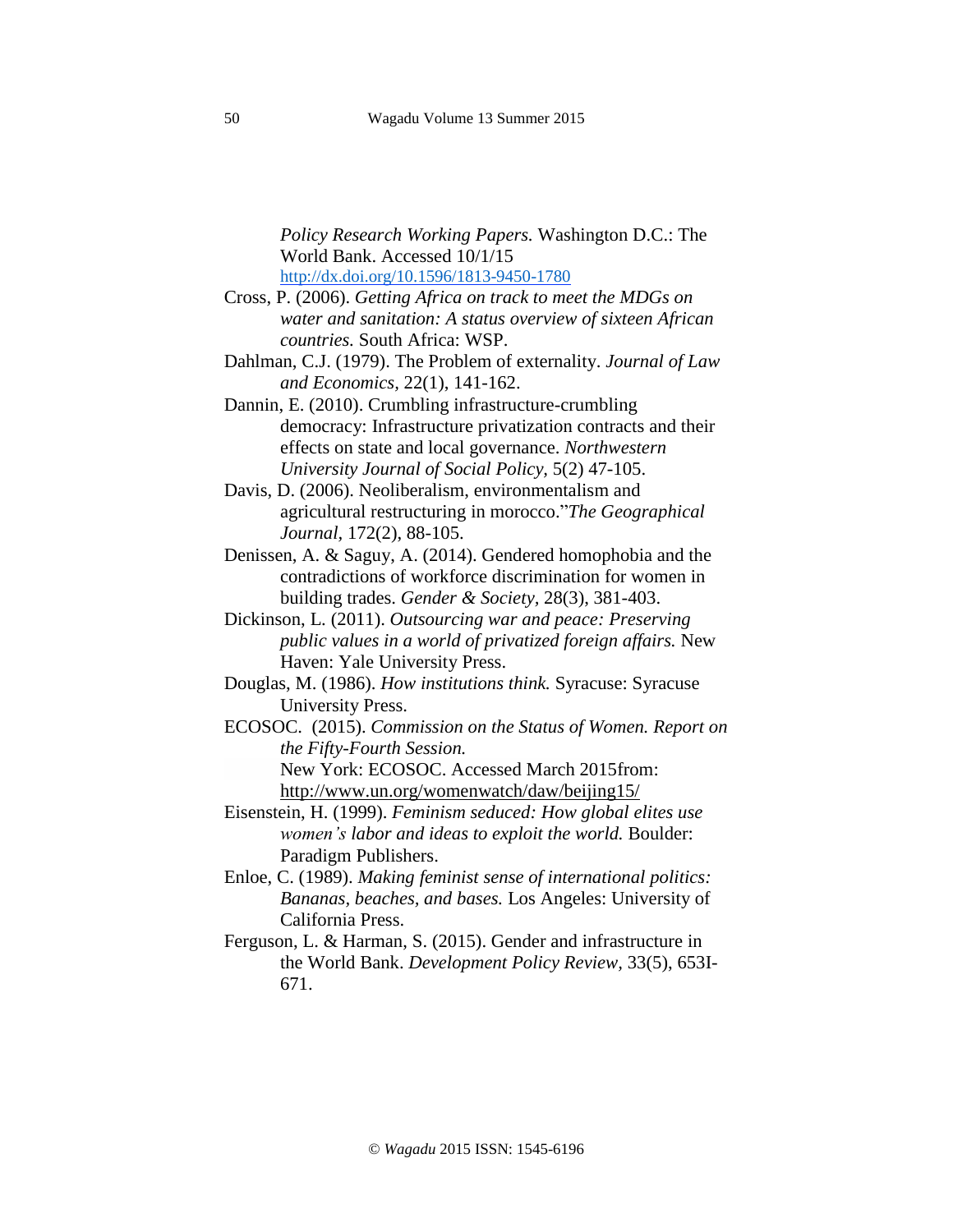*Policy Research Working Papers.* Washington D.C.: The World Bank. Accessed 10/1/15 http://dx.doi.org/10.1596/1813-9450-1780

Cross, P. (2006). *Getting Africa on track to meet the MDGs on water and sanitation: A status overview of sixteen African countries.* South Africa: WSP.

Dahlman, C.J. (1979). The Problem of externality. *Journal of Law and Economics*, 22(1), 141-162.

Dannin, E. (2010). Crumbling infrastructure-crumbling democracy: Infrastructure privatization contracts and their effects on state and local governance. *Northwestern University Journal of Social Policy*, 5(2) 47-105.

Davis, D. (2006). Neoliberalism, environmentalism and agricultural restructuring in morocco."*The Geographical Journal*, 172(2), 88-105.

Denissen, A. & Saguy, A. (2014). Gendered homophobia and the contradictions of workforce discrimination for women in building trades. *Gender & Society*, 28(3), 381-403.

Dickinson, L. (2011). *Outsourcing war and peace: Preserving public values in a world of privatized foreign affairs.* New Haven: Yale University Press.

Douglas, M. (1986). *How institutions think.* Syracuse: Syracuse University Press.

ECOSOC. (2015). *Commission on the Status of Women. Report on the Fifty-Fourth Session.* New York: ECOSOC. Accessed March 2015from: http://www.un.org/womenwatch/daw/beijing15/

Eisenstein, H. (1999). *Feminism seduced: How global elites use women's labor and ideas to exploit the world.* Boulder: Paradigm Publishers.

Enloe, C. (1989). *Making feminist sense of international politics: Bananas, beaches, and bases.* Los Angeles: University of California Press.

Ferguson, L. & Harman, S. (2015). Gender and infrastructure in the World Bank. *Development Policy Review*, 33(5), 653I-671.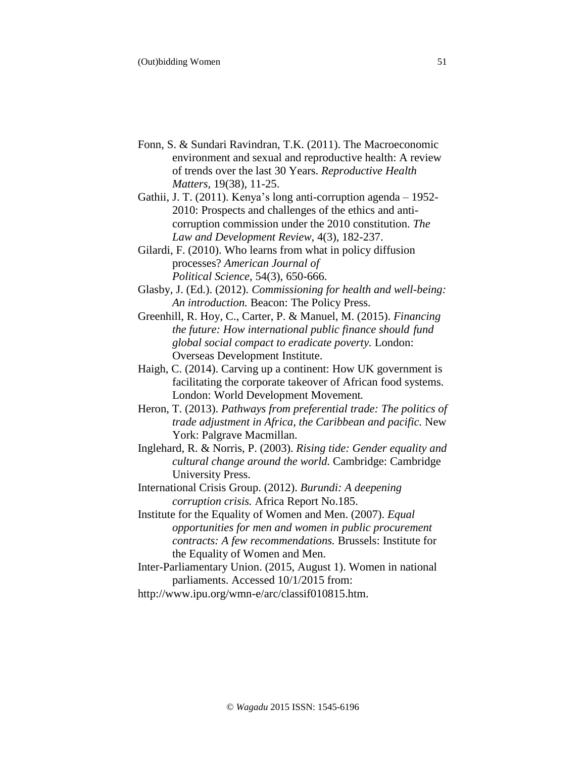Fonn, S. & Sundari Ravindran, T.K. (2011). The Macroeconomic environment and sexual and reproductive health: A review of trends over the last 30 Years. *Reproductive Health Matters*, 19(38), 11-25.

Gathii, J. T. (2011). Kenya's long anti-corruption agenda – 1952-2010: Prospects and challenges of the ethics and anti-corruption commission under the 2010 constitution. *The Law and Development Review*, 4(3), 182-237.

Gilardi, F. (2010). Who learns from what in policy diffusion processes? *American Journal of Political Science*, 54(3), 650-666.

Glasby, J. (Ed.). (2012). *Commissioning for health and well-being: An introduction.* Beacon: The Policy Press.

Greenhill, R. Hoy, C., Carter, P. & Manuel, M. (2015). *Financing the future: How international public finance should fund global social compact to eradicate poverty.* London: Overseas Development Institute.

Haigh, C. (2014). Carving up a continent: How UK government is facilitating the corporate takeover of African food systems. London: World Development Movement.

Heron, T. (2013). *Pathways from preferential trade: The politics of trade adjustment in Africa, the Caribbean and pacific.* New York: Palgrave Macmillan.

Inglehard, R. & Norris, P. (2003). *Rising tide: Gender equality and cultural change around the world.* Cambridge: Cambridge University Press.

International Crisis Group. (2012). *Burundi: A deepening corruption crisis.* Africa Report No.185.

Institute for the Equality of Women and Men. (2007). *Equal opportunities for men and women in public procurement contracts: A few recommendations.* Brussels: Institute for the Equality of Women and Men.

Inter-Parliamentary Union. (2015, August 1). Women in national parliaments. Accessed 10/1/2015 from:
http://www.ipu.org/wmn-e/arc/classif010815.htm.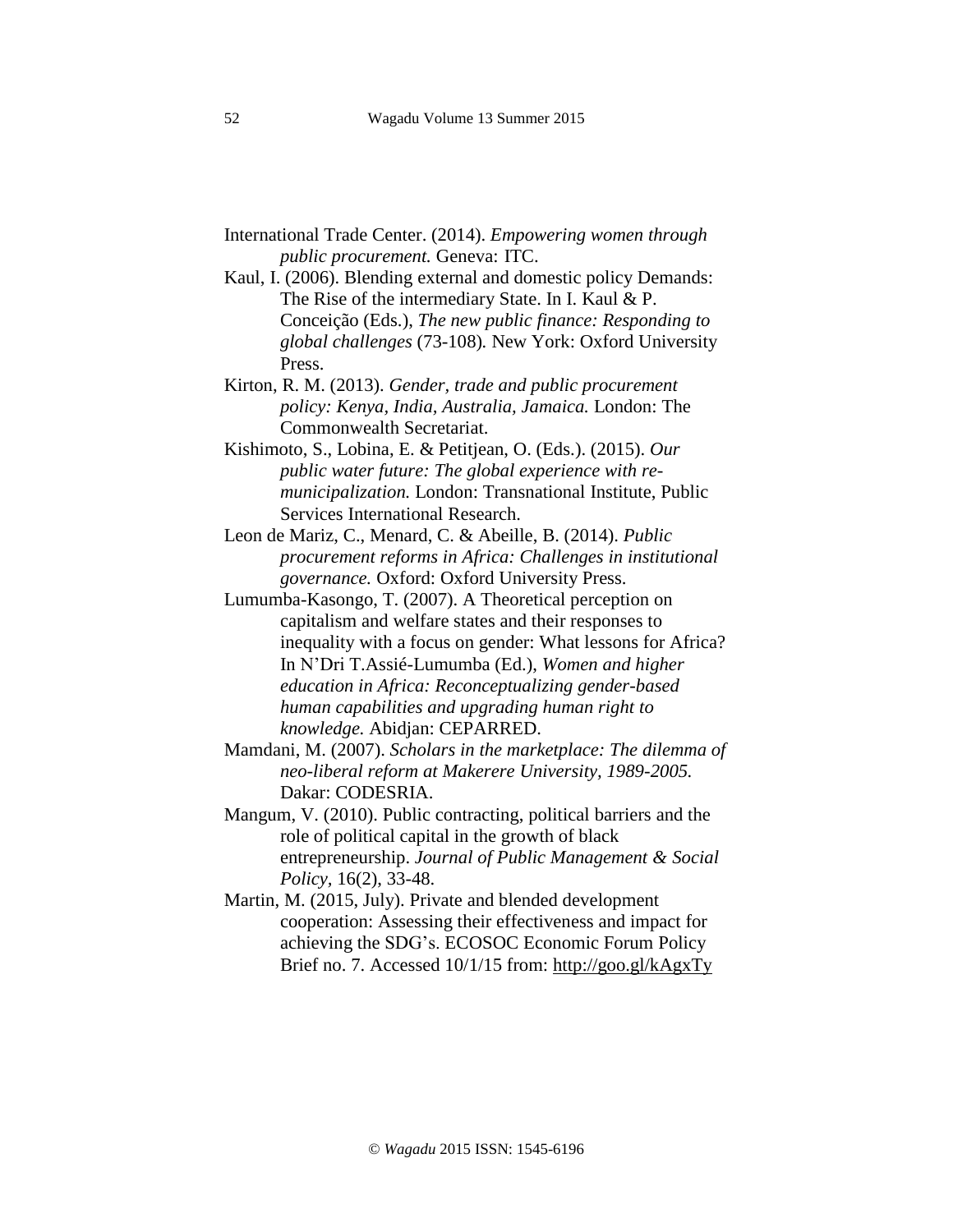International Trade Center. (2014). *Empowering women through public procurement.* Geneva: ITC.

Kaul, I. (2006). Blending external and domestic policy Demands: The Rise of the intermediary State. In I. Kaul & P. Conceição (Eds.), *The new public finance: Responding to global challenges* (73-108)*.* New York: Oxford University Press.

Kirton, R. M. (2013). *Gender, trade and public procurement policy: Kenya, India, Australia, Jamaica.* London: The Commonwealth Secretariat.

Kishimoto, S., Lobina, E. & Petitjean, O. (Eds.). (2015). *Our public water future: The global experience with re-municipalization.* London: Transnational Institute, Public Services International Research.

Leon de Mariz, C., Menard, C. & Abeille, B. (2014). *Public procurement reforms in Africa: Challenges in institutional governance.* Oxford: Oxford University Press.

Lumumba-Kasongo, T. (2007). A Theoretical perception on capitalism and welfare states and their responses to inequality with a focus on gender: What lessons for Africa? In N'Dri T.Assié-Lumumba (Ed.), *Women and higher education in Africa: Reconceptualizing gender-based human capabilities and upgrading human right to knowledge.* Abidjan: CEPARRED.

Mamdani, M. (2007). *Scholars in the marketplace: The dilemma of neo-liberal reform at Makerere University, 1989-2005.* Dakar: CODESRIA.

Mangum, V. (2010). Public contracting, political barriers and the role of political capital in the growth of black entrepreneurship. *Journal of Public Management & Social Policy,* 16(2), 33-48.

Martin, M. (2015, July). Private and blended development cooperation: Assessing their effectiveness and impact for achieving the SDG's. ECOSOC Economic Forum Policy Brief no. 7. Accessed 10/1/15 from: http://goo.gl/kAgxTy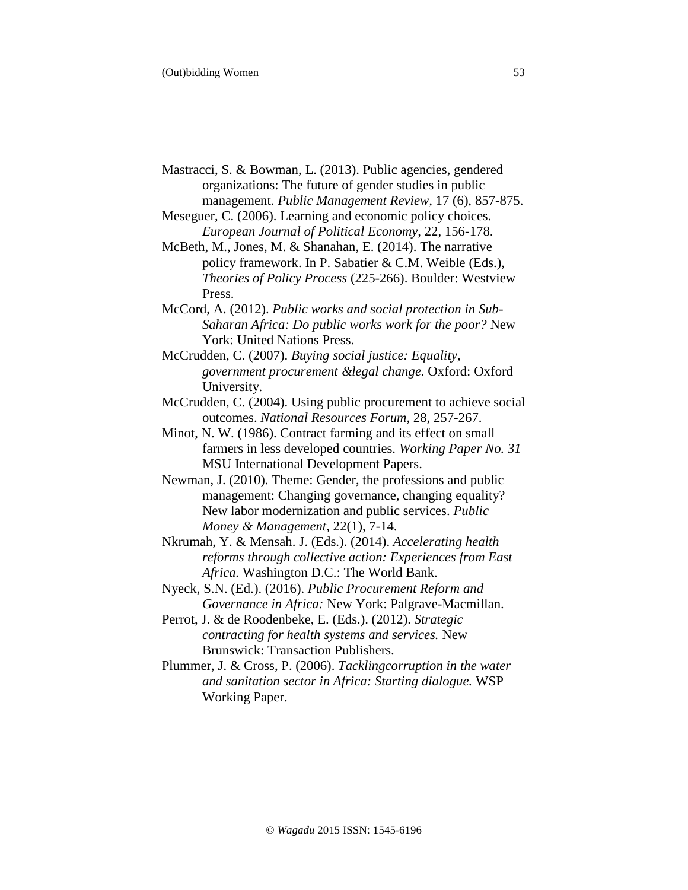Mastracci, S. & Bowman, L. (2013). Public agencies, gendered organizations: The future of gender studies in public management. *Public Management Review*, 17 (6), 857-875.

Meseguer, C. (2006). Learning and economic policy choices. *European Journal of Political Economy*, 22, 156-178.

McBeth, M., Jones, M. & Shanahan, E. (2014). The narrative policy framework. In P. Sabatier & C.M. Weible (Eds.), *Theories of Policy Process* (225-266). Boulder: Westview Press.

McCord, A. (2012). *Public works and social protection in Sub-Saharan Africa: Do public works work for the poor?* New York: United Nations Press.

McCrudden, C. (2007). *Buying social justice: Equality, government procurement &legal change.* Oxford: Oxford University.

McCrudden, C. (2004). Using public procurement to achieve social outcomes. *National Resources Forum*, 28, 257-267.

Minot, N. W. (1986). Contract farming and its effect on small farmers in less developed countries. *Working Paper No. 31* MSU International Development Papers.

Newman, J. (2010). Theme: Gender, the professions and public management: Changing governance, changing equality? New labor modernization and public services. *Public Money & Management*, 22(1), 7-14.

Nkrumah, Y. & Mensah. J. (Eds.). (2014). *Accelerating health reforms through collective action: Experiences from East Africa.* Washington D.C.: The World Bank.

Nyeck, S.N. (Ed.). (2016). *Public Procurement Reform and Governance in Africa:* New York: Palgrave-Macmillan.

Perrot, J. & de Roodenbeke, E. (Eds.). (2012). *Strategic contracting for health systems and services.* New Brunswick: Transaction Publishers.

Plummer, J. & Cross, P. (2006). *Tacklingcorruption in the water and sanitation sector in Africa: Starting dialogue.* WSP Working Paper.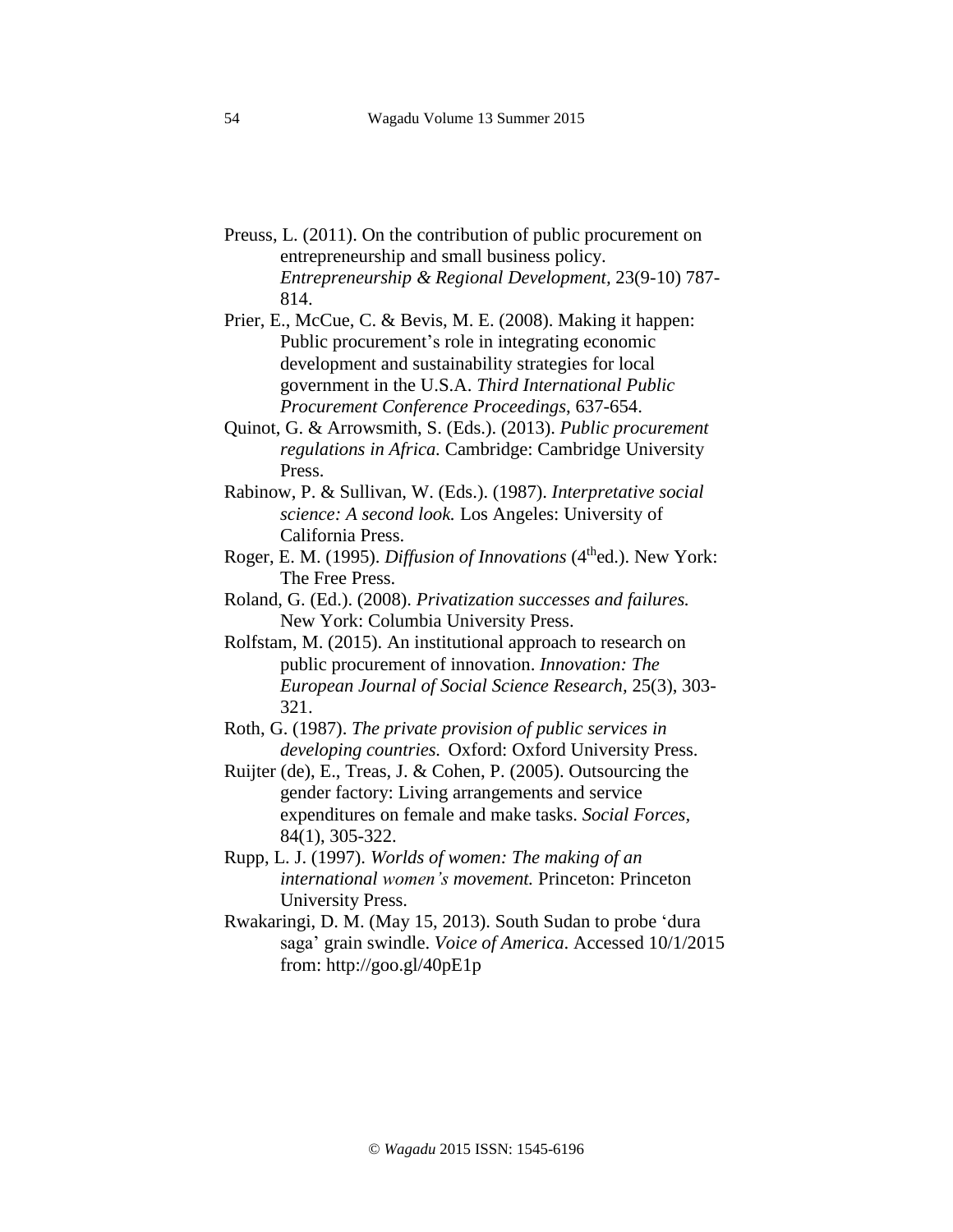Preuss, L. (2011). On the contribution of public procurement on entrepreneurship and small business policy. *Entrepreneurship & Regional Development*, 23(9-10) 787-814.

Prier, E., McCue, C. & Bevis, M. E. (2008). Making it happen: Public procurement's role in integrating economic development and sustainability strategies for local government in the U.S.A. *Third International Public Procurement Conference Proceedings*, 637-654.

Quinot, G. & Arrowsmith, S. (Eds.). (2013). *Public procurement regulations in Africa.* Cambridge: Cambridge University Press.

Rabinow, P. & Sullivan, W. (Eds.). (1987). *Interpretative social science: A second look.* Los Angeles: University of California Press.

Roger, E. M. (1995). *Diffusion of Innovations* (4thed.). New York: The Free Press.

Roland, G. (Ed.). (2008). *Privatization successes and failures.* New York: Columbia University Press.

Rolfstam, M. (2015). An institutional approach to research on public procurement of innovation. *Innovation: The European Journal of Social Science Research*, 25(3), 303-321.

Roth, G. (1987). *The private provision of public services in developing countries.* Oxford: Oxford University Press.

Ruijter (de), E., Treas, J. & Cohen, P. (2005). Outsourcing the gender factory: Living arrangements and service expenditures on female and make tasks. *Social Forces,* 84(1), 305-322.

Rupp, L. J. (1997). *Worlds of women: The making of an international women's movement.* Princeton: Princeton University Press.

Rwakaringi, D. M. (May 15, 2013). South Sudan to probe 'dura saga' grain swindle. *Voice of America.* Accessed 10/1/2015 from: http://goo.gl/40pE1p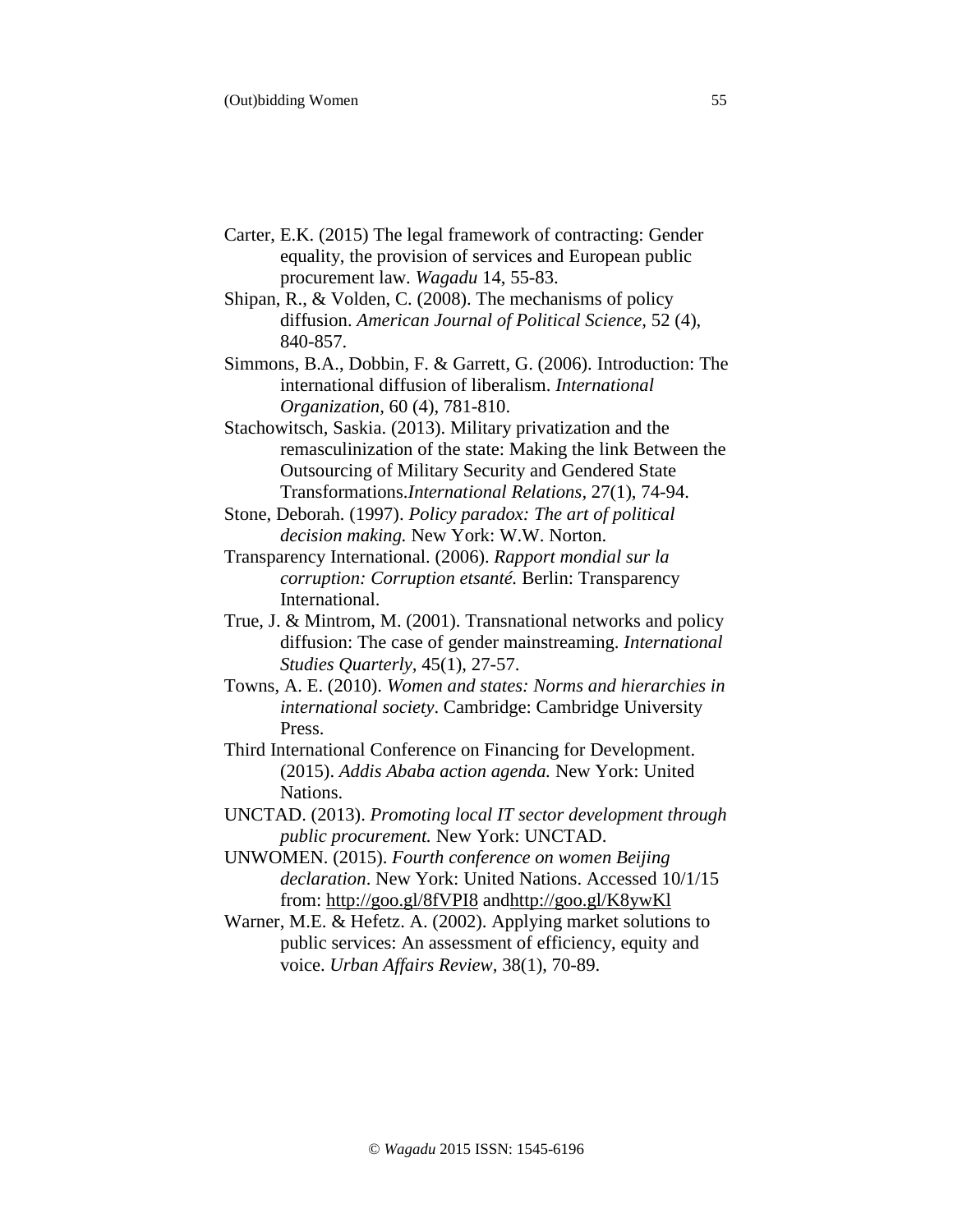Carter, E.K. (2015) The legal framework of contracting: Gender equality, the provision of services and European public procurement law. *Wagadu* 14, 55-83.

Shipan, R., & Volden, C. (2008). The mechanisms of policy diffusion. *American Journal of Political Science,* 52 (4), 840-857.

Simmons, B.A., Dobbin, F. & Garrett, G. (2006). Introduction: The international diffusion of liberalism. *International Organization*, 60 (4), 781-810.

Stachowitsch, Saskia. (2013). Military privatization and the remasculinization of the state: Making the link Between the Outsourcing of Military Security and Gendered State Transformations.*International Relations,* 27(1), 74-94.

Stone, Deborah. (1997). *Policy paradox: The art of political decision making.* New York: W.W. Norton.

Transparency International. (2006). *Rapport mondial sur la corruption: Corruption etsanté.* Berlin: Transparency International.

True, J. & Mintrom, M. (2001). Transnational networks and policy diffusion: The case of gender mainstreaming. *International Studies Quarterly*, 45(1), 27-57.

Towns, A. E. (2010). *Women and states: Norms and hierarchies in international society*. Cambridge: Cambridge University Press.

Third International Conference on Financing for Development. (2015). *Addis Ababa action agenda.* New York: United Nations.

UNCTAD. (2013). *Promoting local IT sector development through public procurement.* New York: UNCTAD.

UNWOMEN. (2015). *Fourth conference on women Beijing declaration*. New York: United Nations. Accessed 10/1/15 from: http://goo.gl/8fVPI8 andhttp://goo.gl/K8ywKl

Warner, M.E. & Hefetz. A. (2002). Applying market solutions to public services: An assessment of efficiency, equity and voice. *Urban Affairs Review,* 38(1), 70-89.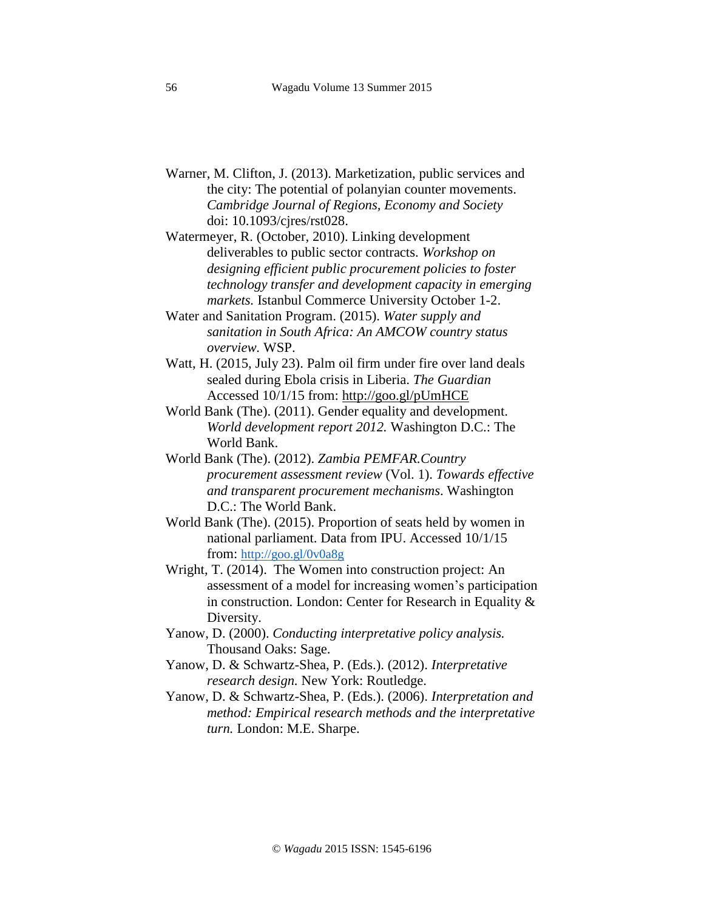Warner, M. Clifton, J. (2013). Marketization, public services and the city: The potential of polanyian counter movements. *Cambridge Journal of Regions, Economy and Society* doi: 10.1093/cjres/rst028.

Watermeyer, R. (October, 2010). Linking development deliverables to public sector contracts. *Workshop on designing efficient public procurement policies to foster technology transfer and development capacity in emerging markets.* Istanbul Commerce University October 1-2.

Water and Sanitation Program. (2015). *Water supply and sanitation in South Africa: An AMCOW country status overview.* WSP.

Watt, H. (2015, July 23). Palm oil firm under fire over land deals sealed during Ebola crisis in Liberia. *The Guardian* Accessed 10/1/15 from: http://goo.gl/pUmHCE

World Bank (The). (2011). Gender equality and development. *World development report 2012.* Washington D.C.: The World Bank.

World Bank (The). (2012). *Zambia PEMFAR.Country procurement assessment review* (Vol. 1). *Towards effective and transparent procurement mechanisms*. Washington D.C.: The World Bank.

World Bank (The). (2015). Proportion of seats held by women in national parliament. Data from IPU. Accessed 10/1/15 from: http://goo.gl/0v0a8g

Wright, T. (2014). The Women into construction project: An assessment of a model for increasing women's participation in construction. London: Center for Research in Equality & Diversity.

Yanow, D. (2000). *Conducting interpretative policy analysis.* Thousand Oaks: Sage.

Yanow, D. & Schwartz-Shea, P. (Eds.). (2012). *Interpretative research design.* New York: Routledge.

Yanow, D. & Schwartz-Shea, P. (Eds.). (2006). *Interpretation and method: Empirical research methods and the interpretative turn.* London: M.E. Sharpe.